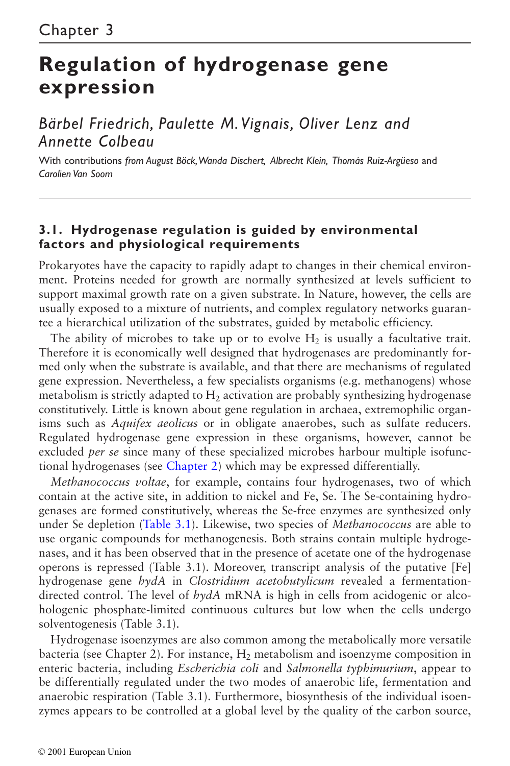Chapter 3

# Regulation of hydrogenase gene expression

*Bärbel Friedrich, Paulette M. Vignais, Oliver Lenz and Annette Colbeau*

With contributions *from August Böck, Wanda Dischert, Albrecht Klein, Thomás Ruiz-Argüeso* and *Carolien Van Soom*

## 3.1. Hydrogenase regulation is guided by environmental factors and physiological requirements

Prokaryotes have the capacity to rapidly adapt to changes in their chemical environment. Proteins needed for growth are normally synthesized at levels sufficient to support maximal growth rate on a given substrate. In Nature, however, the cells are usually exposed to a mixture of nutrients, and complex regulatory networks guarantee a hierarchical utilization of the substrates, guided by metabolic efficiency.

The ability of microbes to take up or to evolve $H_2$ is usually a facultative trait. Therefore it is economically well designed that hydrogenases are predominantly formed only when the substrate is available, and that there are mechanisms of regulated gene expression. Nevertheless, a few specialists organisms (e.g. methanogens) whose metabolism is strictly adapted to $H_2$ activation are probably synthesizing hydrogenase constitutively. Little is known about gene regulation in archaea, extremophilic organisms such as *Aquifex aeolicus* or in obligate anaerobes, such as sulfate reducers. Regulated hydrogenase gene expression in these organisms, however, cannot be excluded *per se* since many of these specialized microbes harbour multiple isofunctional hydrogenases (see Chapter 2) which may be expressed differentially.

*Methanococcus voltae*, for example, contains four hydrogenases, two of which contain at the active site, in addition to nickel and Fe, Se. The Se-containing hydrogenases are formed constitutively, whereas the Se-free enzymes are synthesized only under Se depletion (Table 3.1). Likewise, two species of *Methanococcus* are able to use organic compounds for methanogenesis. Both strains contain multiple hydrogenases, and it has been observed that in the presence of acetate one of the hydrogenase operons is repressed (Table 3.1). Moreover, transcript analysis of the putative [Fe] hydrogenase gene *hydA* in *Clostridium acetobutylicum* revealed a fermentation-directed control. The level of *hydA* mRNA is high in cells from acidogenic or alcohologenic phosphate-limited continuous cultures but low when the cells undergo solventogenesis (Table 3.1).

Hydrogenase isoenzymes are also common among the metabolically more versatile bacteria (see Chapter 2). For instance, $H_2$ metabolism and isoenzyme composition in enteric bacteria, including *Escherichia coli* and *Salmonella typhimurium*, appear to be differentially regulated under the two modes of anaerobic life, fermentation and anaerobic respiration (Table 3.1). Furthermore, biosynthesis of the individual isoenzymes appears to be controlled at a global level by the quality of the carbon source,

© 2001 European Union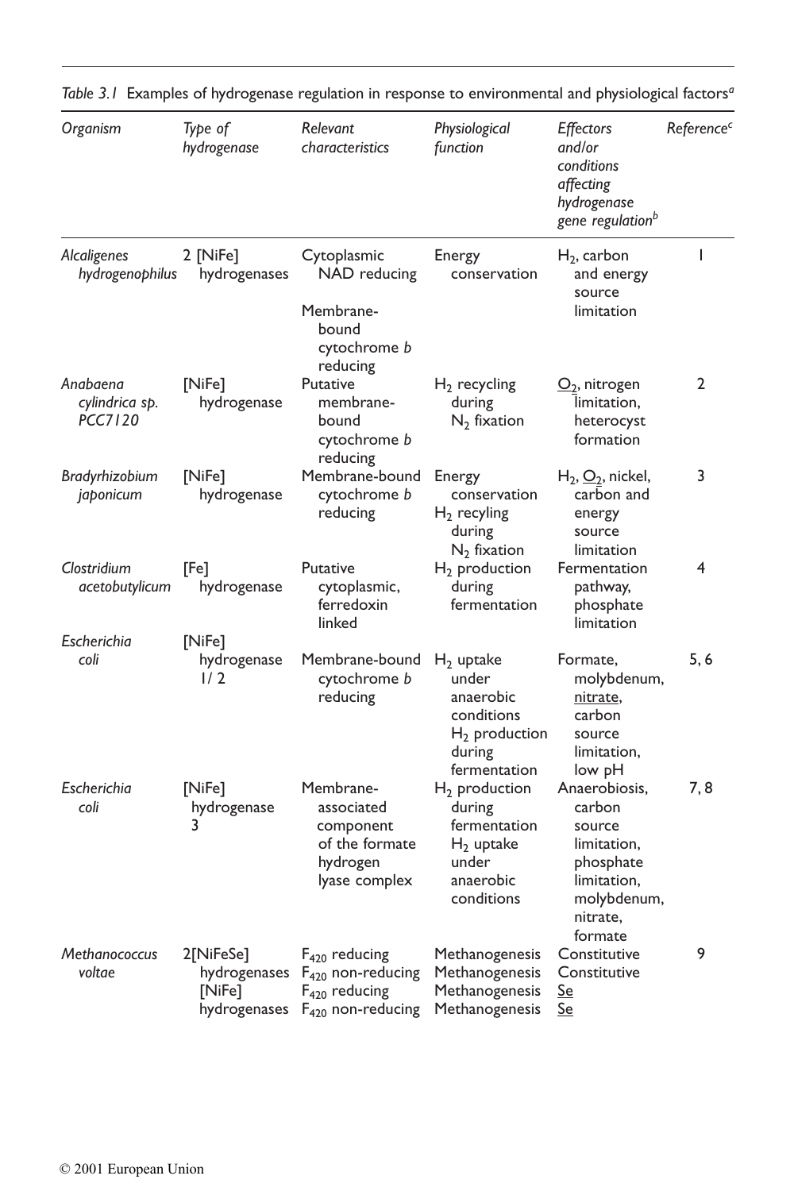*Table 3.1* Examples of hydrogenase regulation in response to environmental and physiological factors[a]

| *Organism* | *Type of hydrogenase* | *Relevant characteristics* | *Physiological function* | *Effectors and/or conditions affecting hydrogenase gene regulation*[b] | *Reference*[c] |
|---|---|---|---|---|---|
| *Alcaligenes hydrogenophilus* | 2 [NiFe] hydrogenases | Cytoplasmic NAD reducing<br>Membrane-bound cytochrome *b* reducing | Energy conservation | $H_2$, carbon and energy source limitation | 1 |
| *Anabaena cylindrica sp. PCC7120* | [NiFe] hydrogenase | Putative membrane-bound cytochrome *b* reducing | $H_2$ recycling during $N_2$ fixation | <u>$O_2$</u>, nitrogen limitation, heterocyst formation | 2 |
| *Bradyrhizobium japonicum* | [NiFe] hydrogenase | Membrane-bound cytochrome *b* reducing | Energy conservation<br>$H_2$ recyling during $N_2$ fixation | $H_2$, <u>$O_2$</u>, nickel, carbon and energy source limitation | 3 |
| *Clostridium acetobutylicum* | [Fe] hydrogenase | Putative cytoplasmic, ferredoxin linked | $H_2$ production during fermentation | Fermentation pathway, phosphate limitation | 4 |
| *Escherichia coli* | [NiFe] hydrogenase 1/2 | Membrane-bound cytochrome *b* reducing | $H_2$ uptake under anaerobic conditions<br>$H_2$ production during fermentation | Formate, molybdenum, <u>nitrate</u>, carbon source limitation, low pH | 5, 6 |
| *Escherichia coli* | [NiFe] hydrogenase 3 | Membrane-associated component of the formate hydrogen lyase complex | $H_2$ production during fermentation<br>$H_2$ uptake under anaerobic conditions | Anaerobiosis, carbon source limitation, phosphate limitation, molybdenum, nitrate, formate | 7, 8 |
| *Methanococcus voltae* | 2[NiFeSe] hydrogenases<br>[NiFe] hydrogenases | $F_{420}$ reducing<br>$F_{420}$ non-reducing<br>$F_{420}$ reducing<br>$F_{420}$ non-reducing | Methanogenesis<br>Methanogenesis<br>Methanogenesis<br>Methanogenesis | Constitutive<br>Constitutive<br><u>Se</u><br><u>Se</u> | 9 |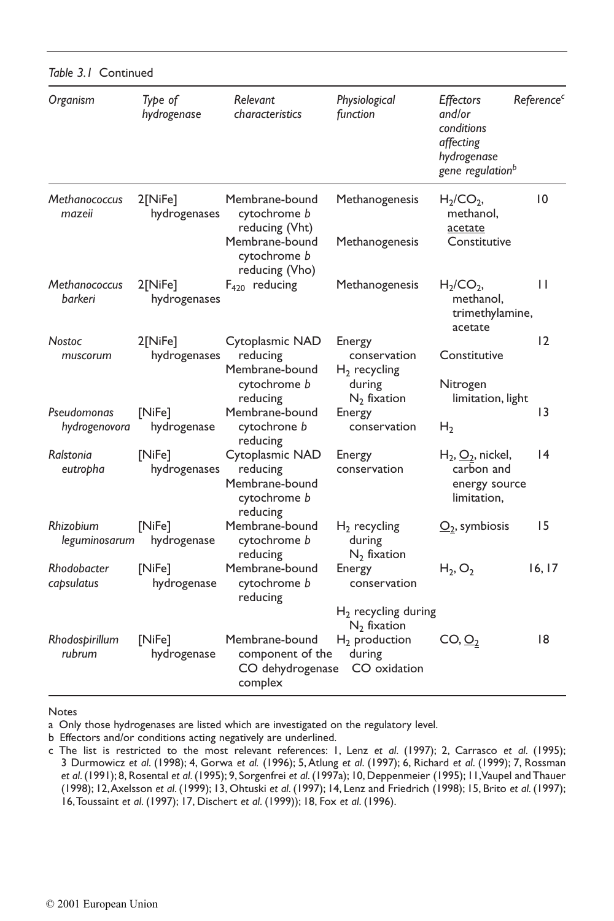*Table 3.1* Continued

| *Organism* | *Type of hydrogenase* | *Relevant characteristics* | *Physiological function* | *Effectors and/or conditions affecting hydrogenase gene regulation*[b] | *Reference*[c] |
|---|---|---|---|---|---|
| *Methanococcus mazeii* | 2[NiFe] hydrogenases | Membrane-bound cytochrome *b* reducing (Vht) | Methanogenesis | $H_2/CO_2$, methanol, <u>acetate</u> | 10 |
| | | Membrane-bound cytochrome *b* reducing (Vho) | Methanogenesis | Constitutive | |
| *Methanococcus barkeri* | 2[NiFe] hydrogenases | $F_{420}$ reducing | Methanogenesis | $H_2/CO_2$, methanol, trimethylamine, acetate | 11 |
| *Nostoc muscorum* | 2[NiFe] hydrogenases | Cytoplasmic NAD reducing | Energy conservation | Constitutive | 12 |
| | | Membrane-bound cytochrome *b* reducing | $H_2$ recycling during $N_2$ fixation | Nitrogen limitation, light | |
| *Pseudomonas hydrogenovora* | [NiFe] hydrogenase | Membrane-bound cytochrone *b* reducing | Energy conservation | $H_2$ | 13 |
| *Ralstonia eutropha* | [NiFe] hydrogenases | Cytoplasmic NAD reducing<br>Membrane-bound cytochrome *b* reducing | Energy conservation | $H_2$, <u>$O_2$</u>, nickel, carbon and energy source limitation, | 14 |
| *Rhizobium leguminosarum* | [NiFe] hydrogenase | Membrane-bound cytochrome *b* reducing | $H_2$ recycling during $N_2$ fixation | <u>$O_2$</u>, symbiosis | 15 |
| *Rhodobacter capsulatus* | [NiFe] hydrogenase | Membrane-bound cytochrome *b* reducing | Energy conservation | $H_2$, $O_2$ | 16, 17 |
| | | | $H_2$ recycling during $N_2$ fixation | | |
| *Rhodospirillum rubrum* | [NiFe] hydrogenase | Membrane-bound component of the CO dehydrogenase complex | $H_2$ production during CO oxidation | CO, <u>$O_2$</u> | 18 |

Notes

a Only those hydrogenases are listed which are investigated on the regulatory level.

b Effectors and/or conditions acting negatively are underlined.

c The list is restricted to the most relevant references: 1, Lenz *et al.* (1997); 2, Carrasco *et al.* (1995); 3 Durmowicz *et al.* (1998); 4, Gorwa *et al.* (1996); 5, Atlung *et al.* (1997); 6, Richard *et al.* (1999); 7, Rossman *et al.* (1991); 8, Rosental *et al.* (1995); 9, Sorgenfrei *et al.* (1997a); 10, Deppenmeier (1995); 11, Vaupel and Thauer (1998); 12, Axelsson *et al.* (1999); 13, Ohtuski *et al.* (1997); 14, Lenz and Friedrich (1998); 15, Brito *et al.* (1997); 16, Toussaint *et al.* (1997); 17, Dischert *et al.* (1999)); 18, Fox *et al.* (1996).

© 2001 European Union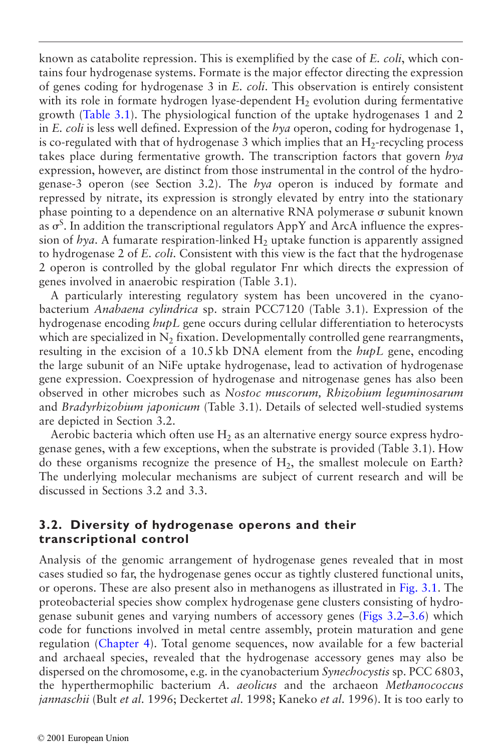known as catabolite repression. This is exemplified by the case of *E. coli*, which contains four hydrogenase systems. Formate is the major effector directing the expression of genes coding for hydrogenase 3 in *E. coli*. This observation is entirely consistent with its role in formate hydrogen lyase-dependent $H_2$ evolution during fermentative growth (Table 3.1). The physiological function of the uptake hydrogenases 1 and 2 in *E. coli* is less well defined. Expression of the *hya* operon, coding for hydrogenase 1, is co-regulated with that of hydrogenase 3 which implies that an $H_2$-recycling process takes place during fermentative growth. The transcription factors that govern *hya* expression, however, are distinct from those instrumental in the control of the hydrogenase-3 operon (see Section 3.2). The *hya* operon is induced by formate and repressed by nitrate, its expression is strongly elevated by entry into the stationary phase pointing to a dependence on an alternative RNA polymerase σ subunit known as $\sigma^S$. In addition the transcriptional regulators AppY and ArcA influence the expression of *hya*. A fumarate respiration-linked $H_2$ uptake function is apparently assigned to hydrogenase 2 of *E. coli*. Consistent with this view is the fact that the hydrogenase 2 operon is controlled by the global regulator Fnr which directs the expression of genes involved in anaerobic respiration (Table 3.1).

A particularly interesting regulatory system has been uncovered in the cyanobacterium *Anabaena cylindrica* sp. strain PCC7120 (Table 3.1). Expression of the hydrogenase encoding *hupL* gene occurs during cellular differentiation to heterocysts which are specialized in $N_2$ fixation. Developmentally controlled gene rearrangments, resulting in the excision of a 10.5 kb DNA element from the *hupL* gene, encoding the large subunit of an NiFe uptake hydrogenase, lead to activation of hydrogenase gene expression. Coexpression of hydrogenase and nitrogenase genes has also been observed in other microbes such as *Nostoc muscorum, Rhizobium leguminosarum* and *Bradyrhizobium japonicum* (Table 3.1). Details of selected well-studied systems are depicted in Section 3.2.

Aerobic bacteria which often use $H_2$ as an alternative energy source express hydrogenase genes, with a few exceptions, when the substrate is provided (Table 3.1). How do these organisms recognize the presence of $H_2$, the smallest molecule on Earth? The underlying molecular mechanisms are subject of current research and will be discussed in Sections 3.2 and 3.3.

## 3.2. Diversity of hydrogenase operons and their transcriptional control

Analysis of the genomic arrangement of hydrogenase genes revealed that in most cases studied so far, the hydrogenase genes occur as tightly clustered functional units, or operons. These are also present also in methanogens as illustrated in Fig. 3.1. The proteobacterial species show complex hydrogenase gene clusters consisting of hydrogenase subunit genes and varying numbers of accessory genes (Figs 3.2–3.6) which code for functions involved in metal centre assembly, protein maturation and gene regulation (Chapter 4). Total genome sequences, now available for a few bacterial and archaeal species, revealed that the hydrogenase accessory genes may also be dispersed on the chromosome, e.g. in the cyanobacterium *Synechocystis* sp. PCC 6803, the hyperthermophilic bacterium *A. aeolicus* and the archaeon *Methanococcus jannaschii* (Bult *et al.* 1996; Deckert*et al.* 1998; Kaneko *et al.* 1996). It is too early to

© 2001 European Union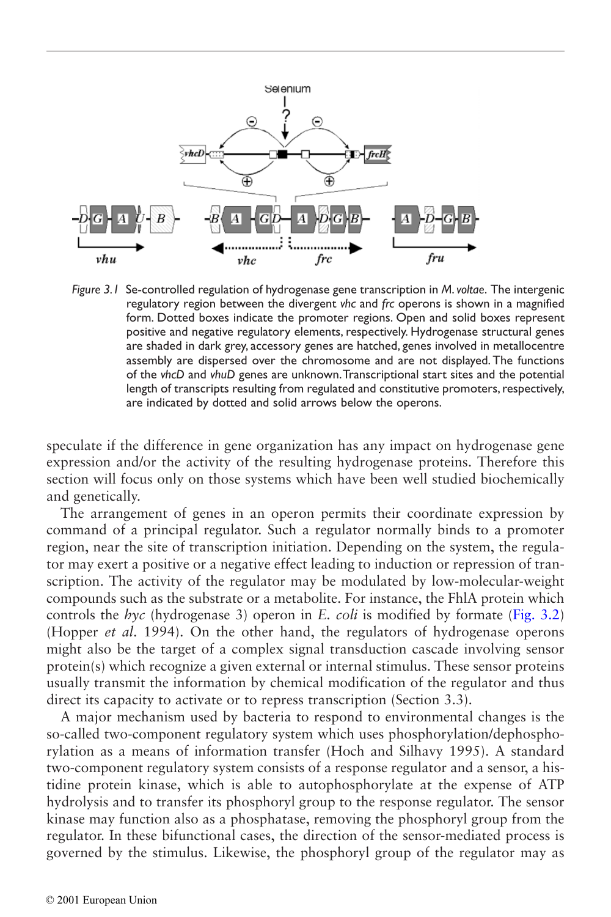Selenium

?

vhcD

frcH

vhu

vhc

frc

fru

*Figure 3.1* Se-controlled regulation of hydrogenase gene transcription in *M. voltae*. The intergenic regulatory region between the divergent *vhc* and *frc* operons is shown in a magnified form. Dotted boxes indicate the promoter regions. Open and solid boxes represent positive and negative regulatory elements, respectively. Hydrogenase structural genes are shaded in dark grey, accessory genes are hatched, genes involved in metallocentre assembly are dispersed over the chromosome and are not displayed. The functions of the *vhcD* and *vhuD* genes are unknown. Transcriptional start sites and the potential length of transcripts resulting from regulated and constitutive promoters, respectively, are indicated by dotted and solid arrows below the operons.

speculate if the difference in gene organization has any impact on hydrogenase gene expression and/or the activity of the resulting hydrogenase proteins. Therefore this section will focus only on those systems which have been well studied biochemically and genetically.

The arrangement of genes in an operon permits their coordinate expression by command of a principal regulator. Such a regulator normally binds to a promoter region, near the site of transcription initiation. Depending on the system, the regulator may exert a positive or a negative effect leading to induction or repression of transcription. The activity of the regulator may be modulated by low-molecular-weight compounds such as the substrate or a metabolite. For instance, the FhlA protein which controls the *hyc* (hydrogenase 3) operon in *E. coli* is modified by formate (Fig. 3.2) (Hopper *et al*. 1994). On the other hand, the regulators of hydrogenase operons might also be the target of a complex signal transduction cascade involving sensor protein(s) which recognize a given external or internal stimulus. These sensor proteins usually transmit the information by chemical modification of the regulator and thus direct its capacity to activate or to repress transcription (Section 3.3).

A major mechanism used by bacteria to respond to environmental changes is the so-called two-component regulatory system which uses phosphorylation/dephosphorylation as a means of information transfer (Hoch and Silhavy 1995). A standard two-component regulatory system consists of a response regulator and a sensor, a histidine protein kinase, which is able to autophosphorylate at the expense of ATP hydrolysis and to transfer its phosphoryl group to the response regulator. The sensor kinase may function also as a phosphatase, removing the phosphoryl group from the regulator. In these bifunctional cases, the direction of the sensor-mediated process is governed by the stimulus. Likewise, the phosphoryl group of the regulator may as

© 2001 European Union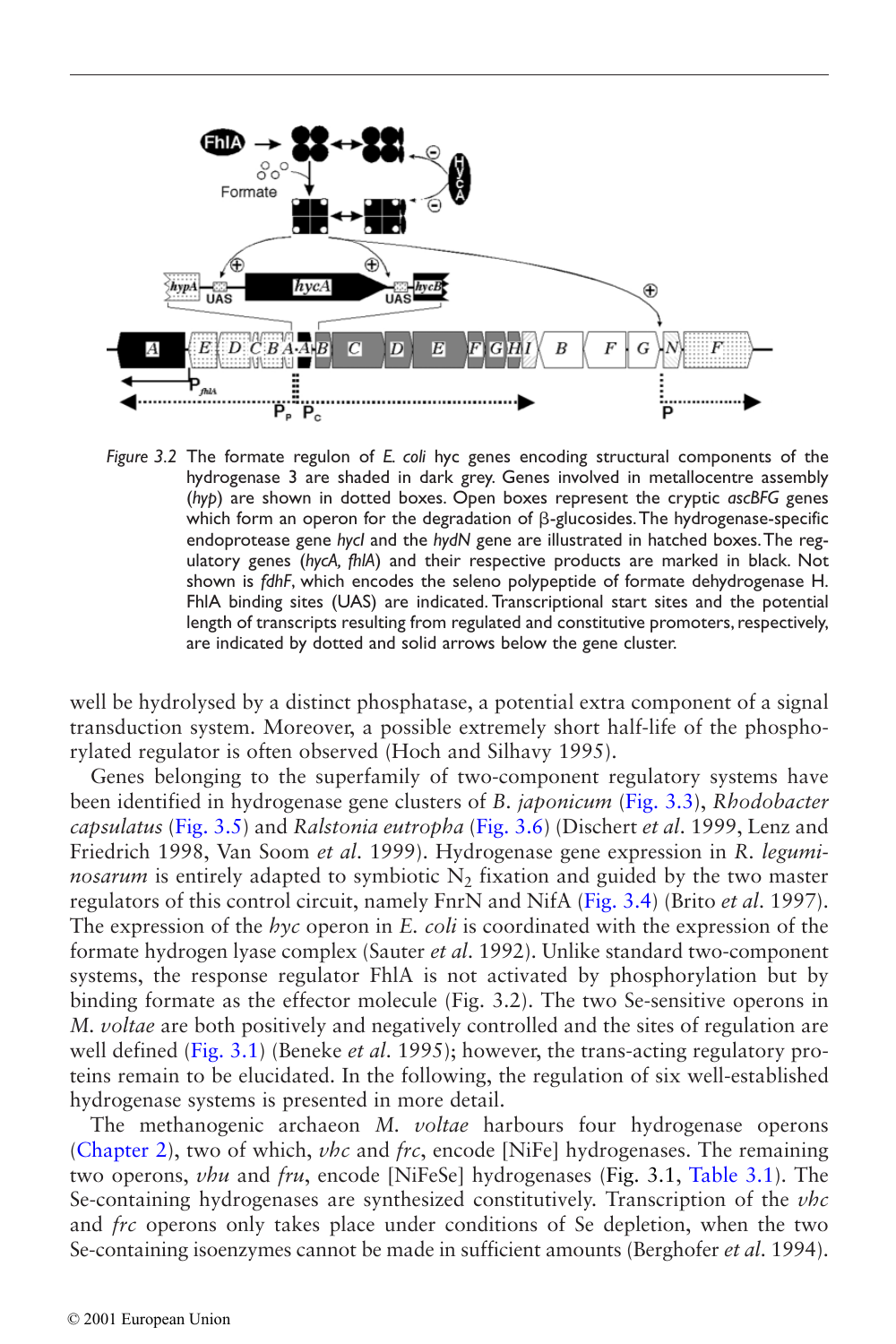FhlA

Formate

HycA

hypA UAS hycA UAS hycB

A E D C B A A B C D E F G H I B F G N F

$P_{fhlA}$

$P_P$ $P_C$

P

*Figure 3.2* The formate regulon of *E. coli* hyc genes encoding structural components of the hydrogenase 3 are shaded in dark grey. Genes involved in metallocentre assembly (*hyp*) are shown in dotted boxes. Open boxes represent the cryptic *ascBFG* genes which form an operon for the degradation of β-glucosides. The hydrogenase-specific endoprotease gene *hycI* and the *hydN* gene are illustrated in hatched boxes. The regulatory genes (*hycA, fhlA*) and their respective products are marked in black. Not shown is *fdhF*, which encodes the seleno polypeptide of formate dehydrogenase H. FhlA binding sites (UAS) are indicated. Transcriptional start sites and the potential length of transcripts resulting from regulated and constitutive promoters, respectively, are indicated by dotted and solid arrows below the gene cluster.

well be hydrolysed by a distinct phosphatase, a potential extra component of a signal transduction system. Moreover, a possible extremely short half-life of the phosphorylated regulator is often observed (Hoch and Silhavy 1995).

Genes belonging to the superfamily of two-component regulatory systems have been identified in hydrogenase gene clusters of *B. japonicum* (Fig. 3.3), *Rhodobacter capsulatus* (Fig. 3.5) and *Ralstonia eutropha* (Fig. 3.6) (Dischert *et al.* 1999, Lenz and Friedrich 1998, Van Soom *et al.* 1999). Hydrogenase gene expression in *R. leguminosarum* is entirely adapted to symbiotic $N_2$ fixation and guided by the two master regulators of this control circuit, namely FnrN and NifA (Fig. 3.4) (Brito *et al.* 1997). The expression of the *hyc* operon in *E. coli* is coordinated with the expression of the formate hydrogen lyase complex (Sauter *et al.* 1992). Unlike standard two-component systems, the response regulator FhlA is not activated by phosphorylation but by binding formate as the effector molecule (Fig. 3.2). The two Se-sensitive operons in *M. voltae* are both positively and negatively controlled and the sites of regulation are well defined (Fig. 3.1) (Beneke *et al.* 1995); however, the trans-acting regulatory proteins remain to be elucidated. In the following, the regulation of six well-established hydrogenase systems is presented in more detail.

The methanogenic archaeon *M. voltae* harbours four hydrogenase operons (Chapter 2), two of which, *vhc* and *frc*, encode [NiFe] hydrogenases. The remaining two operons, *vhu* and *fru*, encode [NiFeSe] hydrogenases (Fig. 3.1, Table 3.1). The Se-containing hydrogenases are synthesized constitutively. Transcription of the *vhc* and *frc* operons only takes place under conditions of Se depletion, when the two Se-containing isoenzymes cannot be made in sufficient amounts (Berghofer *et al.* 1994).

© 2001 European Union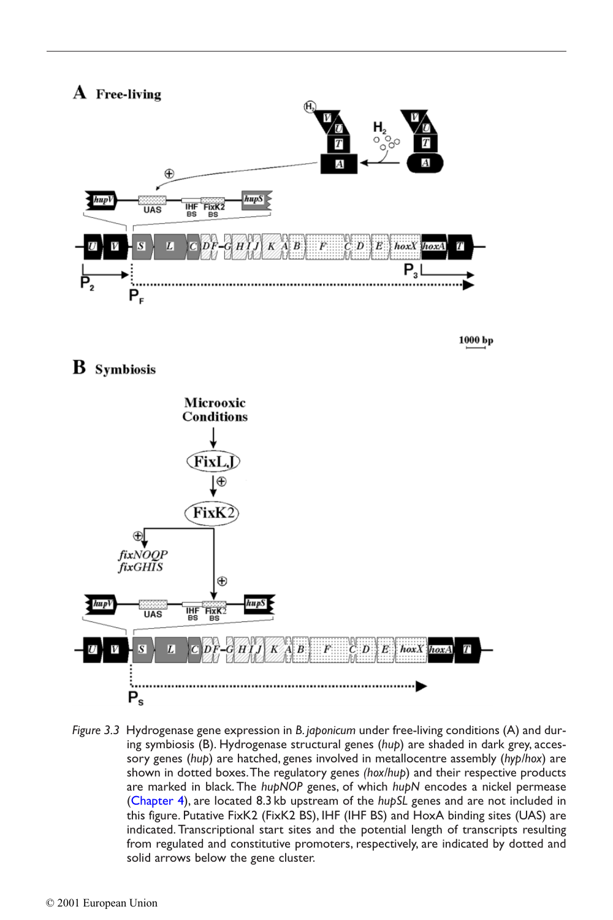**A Free-living**

$H_2$

V U T A

V U T A

⊕

hupV UAS IHF BS FixK2 BS hupS

U V S L C D F–G H I J K A B F C D E hoxX hoxA T

$P_2$

$P_F$

$P_3$

1000 bp

**B Symbiosis**

Microoxic Conditions

FixLJ

⊕

FixK2

⊕

*fixNOQP*
*fixGHIS*

⊕

hupV UAS IHF BS FixK2 BS hupS

U V S L C D F–G H I J K A B F C D E hoxX hoxA T

$P_S$

*Figure 3.3* Hydrogenase gene expression in *B. japonicum* under free-living conditions (A) and during symbiosis (B). Hydrogenase structural genes (*hup*) are shaded in dark grey, accessory genes (*hup*) are hatched, genes involved in metallocentre assembly (*hyp*/*hox*) are shown in dotted boxes. The regulatory genes *(hox/hup)* and their respective products are marked in black. The *hupNOP* genes, of which *hupN* encodes a nickel permease (Chapter 4), are located 8.3 kb upstream of the *hupSL* genes and are not included in this figure. Putative FixK2 (FixK2 BS), IHF (IHF BS) and HoxA binding sites (UAS) are indicated. Transcriptional start sites and the potential length of transcripts resulting from regulated and constitutive promoters, respectively, are indicated by dotted and solid arrows below the gene cluster.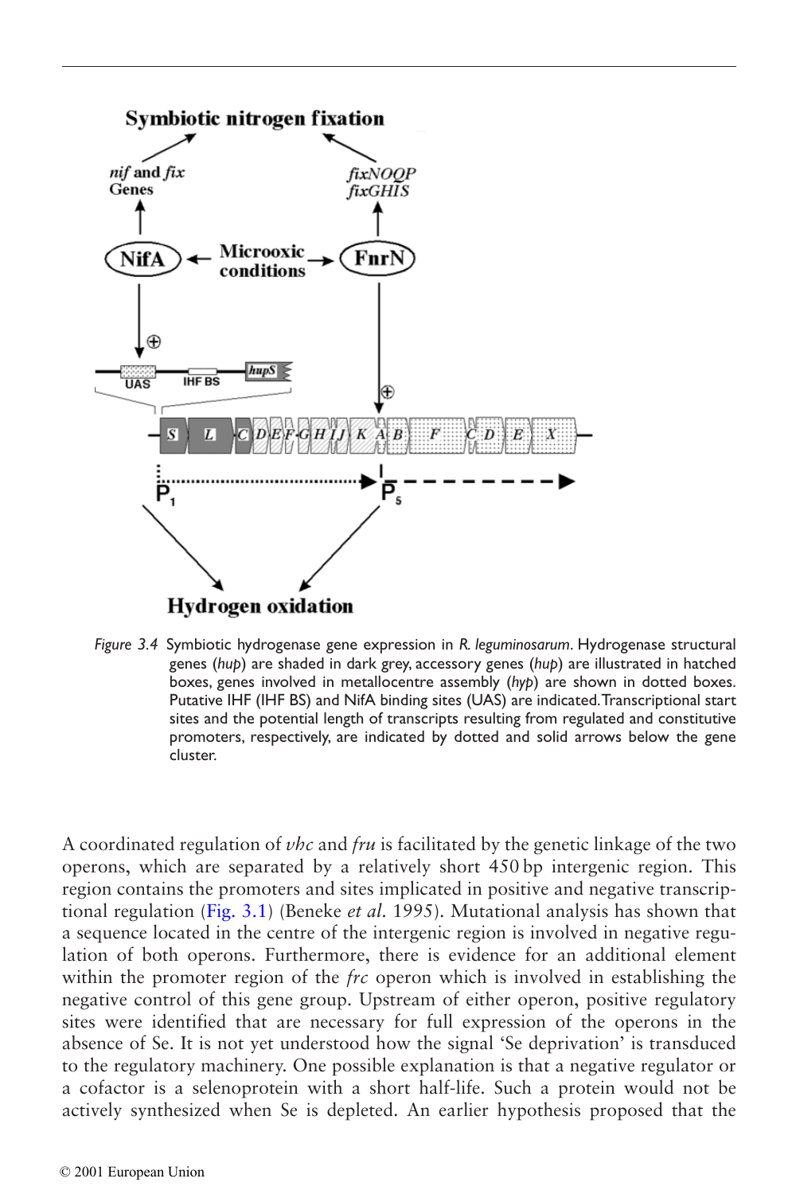Symbiotic nitrogen fixation

*nif* and *fix* Genes

*fixNOQP*
*fixGHIS*

NifA

Microoxic conditions

FnrN

UAS

IHF BS

*hupS*

S L C D E F G H I J K A B F C D E X

$P_1$

$P_5$

Hydrogen oxidation

*Figure 3.4* Symbiotic hydrogenase gene expression in *R. leguminosarum*. Hydrogenase structural genes (*hup*) are shaded in dark grey, accessory genes (*hup*) are illustrated in hatched boxes, genes involved in metallocentre assembly (*hyp*) are shown in dotted boxes. Putative IHF (IHF BS) and NifA binding sites (UAS) are indicated. Transcriptional start sites and the potential length of transcripts resulting from regulated and constitutive promoters, respectively, are indicated by dotted and solid arrows below the gene cluster.

A coordinated regulation of *vhc* and *fru* is facilitated by the genetic linkage of the two operons, which are separated by a relatively short 450 bp intergenic region. This region contains the promoters and sites implicated in positive and negative transcriptional regulation (Fig. 3.1) (Beneke *et al.* 1995). Mutational analysis has shown that a sequence located in the centre of the intergenic region is involved in negative regulation of both operons. Furthermore, there is evidence for an additional element within the promoter region of the *frc* operon which is involved in establishing the negative control of this gene group. Upstream of either operon, positive regulatory sites were identified that are necessary for full expression of the operons in the absence of Se. It is not yet understood how the signal 'Se deprivation' is transduced to the regulatory machinery. One possible explanation is that a negative regulator or a cofactor is a selenoprotein with a short half-life. Such a protein would not be actively synthesized when Se is depleted. An earlier hypothesis proposed that the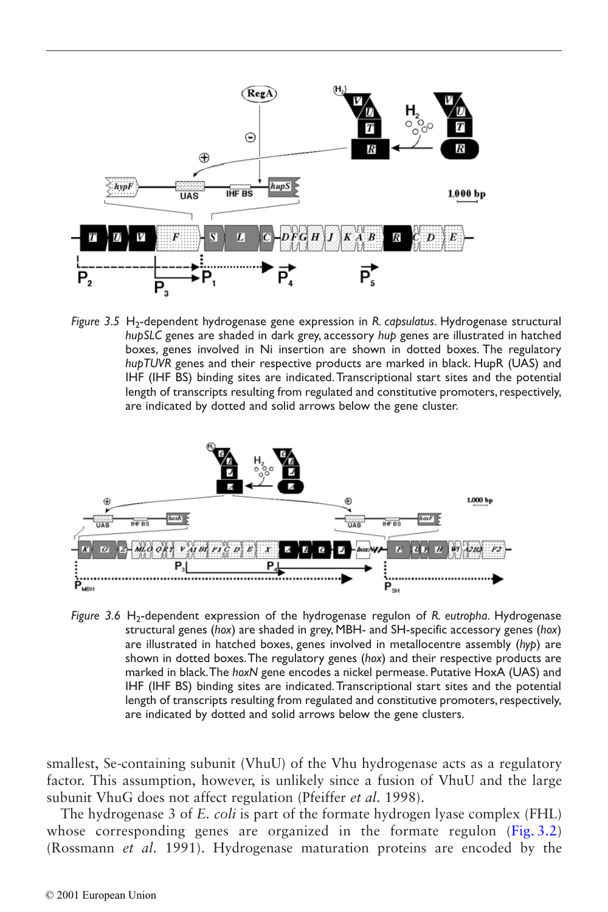RegA

$H_2$

1,000 bp

hypF UAS IHF BS hupS

T U V F S L C D F G H J K A B R C D E

$P_2$ $P_3$ $P_1$ $P_4$ $P_5$

*Figure 3.5* $H_2$-dependent hydrogenase gene expression in *R. capsulatus*. Hydrogenase structural *hupSLC* genes are shaded in dark grey, accessory *hup* genes are illustrated in hatched boxes, genes involved in Ni insertion are shown in dotted boxes. The regulatory *hupTUVR* genes and their respective products are marked in black. HupR (UAS) and IHF (IHF BS) binding sites are indicated. Transcriptional start sites and the potential length of transcripts resulting from regulated and constitutive promoters, respectively, are indicated by dotted and solid arrows below the gene cluster.

$H_2$

1,000 bp

UAS IHF BS hoxK UAS IHF BS hoxF

K G Z MLO QRT V A1 B1 F1 C D E X A J B C hoxN F U Y H W1 A2 B2 F2

$P_3$ $P_4$

$P_{MBH}$ $P_{SH}$

*Figure 3.6* $H_2$-dependent expression of the hydrogenase regulon of *R. eutropha*. Hydrogenase structural genes (*hox*) are shaded in grey, MBH- and SH-specific accessory genes (*hox*) are illustrated in hatched boxes, genes involved in metallocentre assembly (*hyp*) are shown in dotted boxes. The regulatory genes (*hox*) and their respective products are marked in black. The *hoxN* gene encodes a nickel permease. Putative HoxA (UAS) and IHF (IHF BS) binding sites are indicated. Transcriptional start sites and the potential length of transcripts resulting from regulated and constitutive promoters, respectively, are indicated by dotted and solid arrows below the gene clusters.

smallest, Se-containing subunit (VhuU) of the Vhu hydrogenase acts as a regulatory factor. This assumption, however, is unlikely since a fusion of VhuU and the large subunit VhuG does not affect regulation (Pfeiffer *et al*. 1998).

The hydrogenase 3 of *E. coli* is part of the formate hydrogen lyase complex (FHL) whose corresponding genes are organized in the formate regulon (Fig. 3.2) (Rossmann *et al*. 1991). Hydrogenase maturation proteins are encoded by the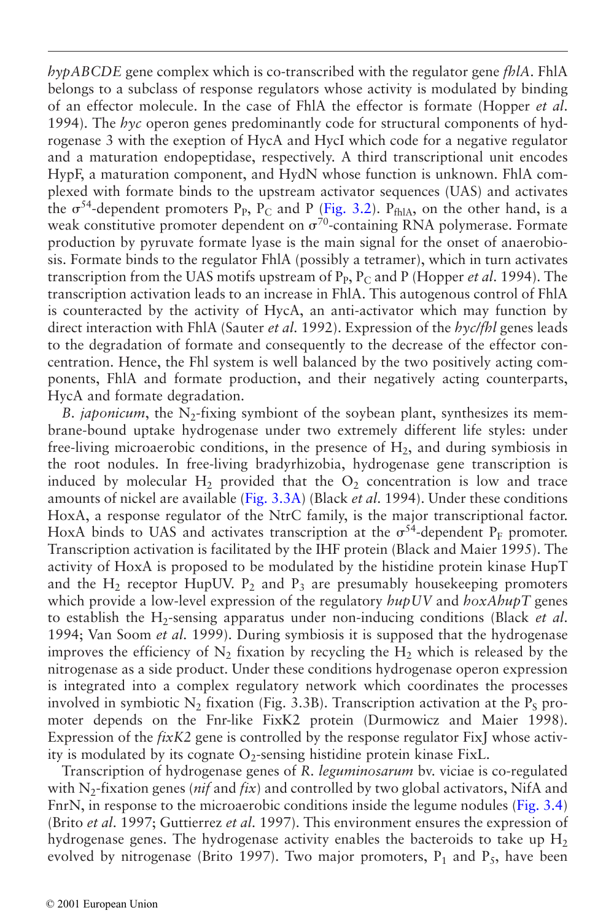*hypABCDE* gene complex which is co-transcribed with the regulator gene *fhlA*. FhlA belongs to a subclass of response regulators whose activity is modulated by binding of an effector molecule. In the case of FhlA the effector is formate (Hopper *et al.* 1994). The *hyc* operon genes predominantly code for structural components of hydrogenase 3 with the exeption of HycA and HycI which code for a negative regulator and a maturation endopeptidase, respectively. A third transcriptional unit encodes HypF, a maturation component, and HydN whose function is unknown. FhlA complexed with formate binds to the upstream activator sequences (UAS) and activates the $\sigma^{54}$-dependent promoters $P_P$, $P_C$ and P (Fig. 3.2). $P_{fhlA}$, on the other hand, is a weak constitutive promoter dependent on $\sigma^{70}$-containing RNA polymerase. Formate production by pyruvate formate lyase is the main signal for the onset of anaerobiosis. Formate binds to the regulator FhlA (possibly a tetramer), which in turn activates transcription from the UAS motifs upstream of $P_P$, $P_C$ and P (Hopper *et al.* 1994). The transcription activation leads to an increase in FhlA. This autogenous control of FhlA is counteracted by the activity of HycA, an anti-activator which may function by direct interaction with FhlA (Sauter *et al.* 1992). Expression of the *hyc/fhl* genes leads to the degradation of formate and consequently to the decrease of the effector concentration. Hence, the Fhl system is well balanced by the two positively acting components, FhlA and formate production, and their negatively acting counterparts, HycA and formate degradation.

*B. japonicum*, the $N_2$-fixing symbiont of the soybean plant, synthesizes its membrane-bound uptake hydrogenase under two extremely different life styles: under free-living microaerobic conditions, in the presence of $H_2$, and during symbiosis in the root nodules. In free-living bradyrhizobia, hydrogenase gene transcription is induced by molecular $H_2$ provided that the $O_2$ concentration is low and trace amounts of nickel are available (Fig. 3.3A) (Black *et al.* 1994). Under these conditions HoxA, a response regulator of the NtrC family, is the major transcriptional factor. HoxA binds to UAS and activates transcription at the $\sigma^{54}$-dependent $P_F$ promoter. Transcription activation is facilitated by the IHF protein (Black and Maier 1995). The activity of HoxA is proposed to be modulated by the histidine protein kinase HupT and the $H_2$ receptor HupUV. $P_2$ and $P_3$ are presumably housekeeping promoters which provide a low-level expression of the regulatory *hupUV* and *hoxAhupT* genes to establish the $H_2$-sensing apparatus under non-inducing conditions (Black *et al.* 1994; Van Soom *et al.* 1999). During symbiosis it is supposed that the hydrogenase improves the efficiency of $N_2$ fixation by recycling the $H_2$ which is released by the nitrogenase as a side product. Under these conditions hydrogenase operon expression is integrated into a complex regulatory network which coordinates the processes involved in symbiotic $N_2$ fixation (Fig. 3.3B). Transcription activation at the $P_S$ promoter depends on the Fnr-like FixK2 protein (Durmowicz and Maier 1998). Expression of the *fixK2* gene is controlled by the response regulator FixJ whose activity is modulated by its cognate $O_2$-sensing histidine protein kinase FixL.

Transcription of hydrogenase genes of *R. leguminosarum* bv. viciae is co-regulated with $N_2$-fixation genes (*nif* and *fix*) and controlled by two global activators, NifA and FnrN, in response to the microaerobic conditions inside the legume nodules (Fig. 3.4) (Brito *et al.* 1997; Guttierrez *et al.* 1997). This environment ensures the expression of hydrogenase genes. The hydrogenase activity enables the bacteroids to take up $H_2$ evolved by nitrogenase (Brito 1997). Two major promoters, $P_1$ and $P_5$, have been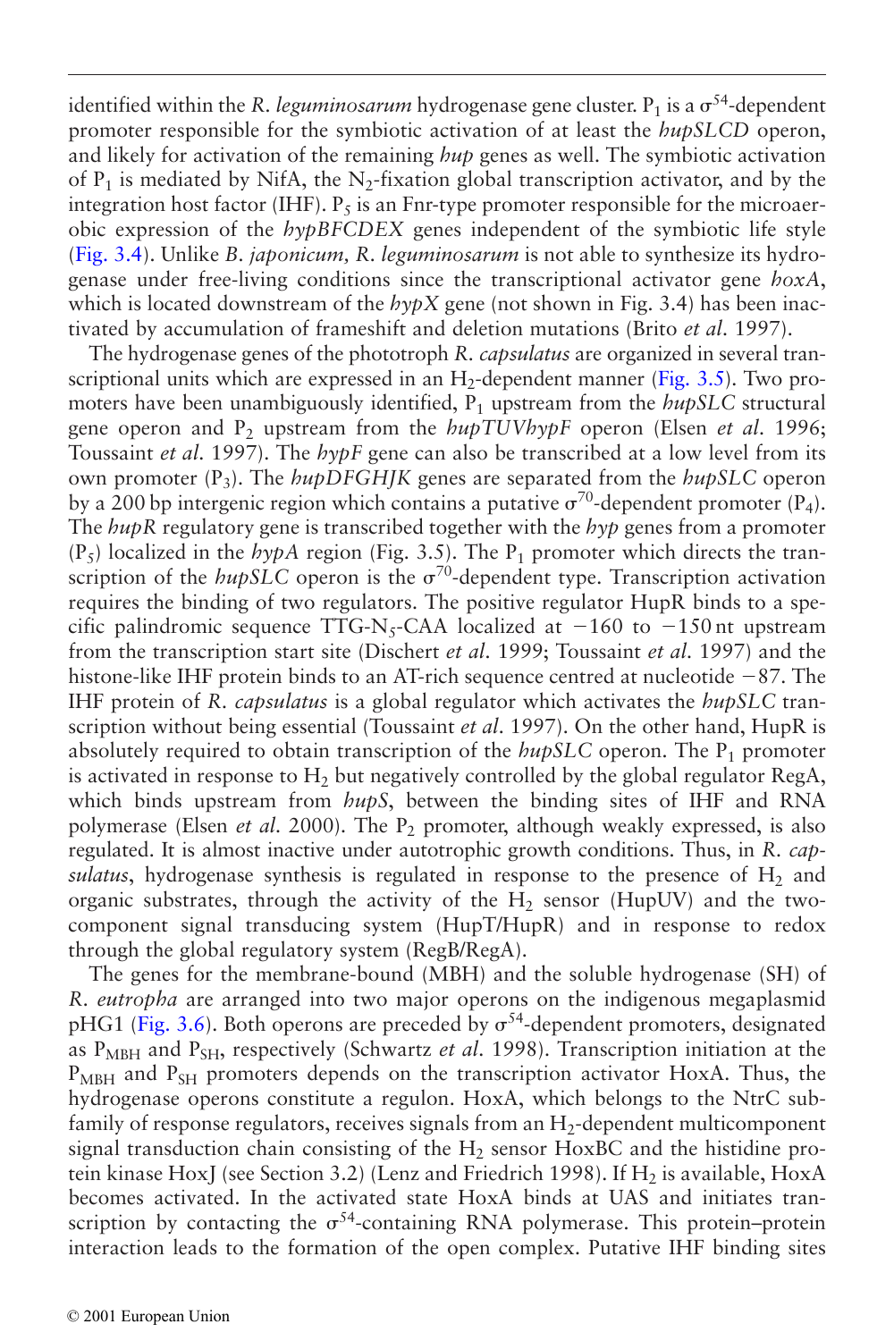identified within the *R. leguminosarum* hydrogenase gene cluster. $P_1$ is a $\sigma^{54}$-dependent promoter responsible for the symbiotic activation of at least the *hupSLCD* operon, and likely for activation of the remaining *hup* genes as well. The symbiotic activation of $P_1$ is mediated by NifA, the $N_2$-fixation global transcription activator, and by the integration host factor (IHF). $P_5$ is an Fnr-type promoter responsible for the microaerobic expression of the *hypBFCDEX* genes independent of the symbiotic life style (Fig. 3.4). Unlike *B. japonicum, R. leguminosarum* is not able to synthesize its hydrogenase under free-living conditions since the transcriptional activator gene *hoxA*, which is located downstream of the *hypX* gene (not shown in Fig. 3.4) has been inactivated by accumulation of frameshift and deletion mutations (Brito *et al.* 1997).

The hydrogenase genes of the phototroph *R. capsulatus* are organized in several transcriptional units which are expressed in an $H_2$-dependent manner (Fig. 3.5). Two promoters have been unambiguously identified, $P_1$ upstream from the *hupSLC* structural gene operon and $P_2$ upstream from the *hupTUVhypF* operon (Elsen *et al.* 1996; Toussaint *et al.* 1997). The *hypF* gene can also be transcribed at a low level from its own promoter ($P_3$). The *hupDFGHJK* genes are separated from the *hupSLC* operon by a 200 bp intergenic region which contains a putative $\sigma^{70}$-dependent promoter ($P_4$). The *hupR* regulatory gene is transcribed together with the *hyp* genes from a promoter ($P_5$) localized in the *hypA* region (Fig. 3.5). The $P_1$ promoter which directs the transcription of the *hupSLC* operon is the $\sigma^{70}$-dependent type. Transcription activation requires the binding of two regulators. The positive regulator HupR binds to a specific palindromic sequence TTG-$N_5$-CAA localized at −160 to −150 nt upstream from the transcription start site (Dischert *et al.* 1999; Toussaint *et al.* 1997) and the histone-like IHF protein binds to an AT-rich sequence centred at nucleotide −87. The IHF protein of *R. capsulatus* is a global regulator which activates the *hupSLC* transcription without being essential (Toussaint *et al.* 1997). On the other hand, HupR is absolutely required to obtain transcription of the *hupSLC* operon. The $P_1$ promoter is activated in response to $H_2$ but negatively controlled by the global regulator RegA, which binds upstream from *hupS*, between the binding sites of IHF and RNA polymerase (Elsen *et al.* 2000). The $P_2$ promoter, although weakly expressed, is also regulated. It is almost inactive under autotrophic growth conditions. Thus, in *R. capsulatus*, hydrogenase synthesis is regulated in response to the presence of $H_2$ and organic substrates, through the activity of the $H_2$ sensor (HupUV) and the two-component signal transducing system (HupT/HupR) and in response to redox through the global regulatory system (RegB/RegA).

The genes for the membrane-bound (MBH) and the soluble hydrogenase (SH) of *R. eutropha* are arranged into two major operons on the indigenous megaplasmid pHG1 (Fig. 3.6). Both operons are preceded by $\sigma^{54}$-dependent promoters, designated as $P_{MBH}$ and $P_{SH}$, respectively (Schwartz *et al.* 1998). Transcription initiation at the $P_{MBH}$ and $P_{SH}$ promoters depends on the transcription activator HoxA. Thus, the hydrogenase operons constitute a regulon. HoxA, which belongs to the NtrC subfamily of response regulators, receives signals from an $H_2$-dependent multicomponent signal transduction chain consisting of the $H_2$ sensor HoxBC and the histidine protein kinase HoxJ (see Section 3.2) (Lenz and Friedrich 1998). If $H_2$ is available, HoxA becomes activated. In the activated state HoxA binds at UAS and initiates transcription by contacting the $\sigma^{54}$-containing RNA polymerase. This protein–protein interaction leads to the formation of the open complex. Putative IHF binding sites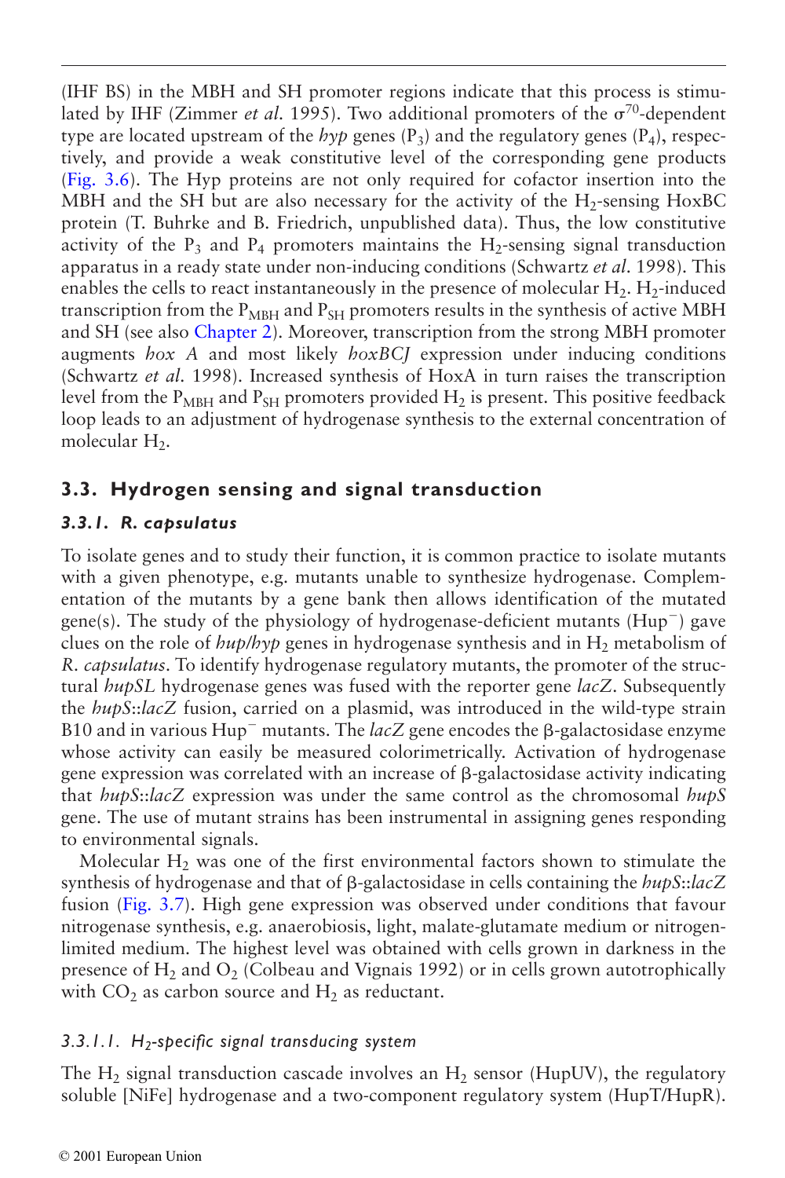(IHF BS) in the MBH and SH promoter regions indicate that this process is stimulated by IHF (Zimmer *et al.* 1995). Two additional promoters of the $\sigma^{70}$-dependent type are located upstream of the *hyp* genes ($P_3$) and the regulatory genes ($P_4$), respectively, and provide a weak constitutive level of the corresponding gene products (Fig. 3.6). The Hyp proteins are not only required for cofactor insertion into the MBH and the SH but are also necessary for the activity of the $H_2$-sensing HoxBC protein (T. Buhrke and B. Friedrich, unpublished data). Thus, the low constitutive activity of the $P_3$ and $P_4$ promoters maintains the $H_2$-sensing signal transduction apparatus in a ready state under non-inducing conditions (Schwartz *et al.* 1998). This enables the cells to react instantaneously in the presence of molecular $H_2$. $H_2$-induced transcription from the $P_{MBH}$ and $P_{SH}$ promoters results in the synthesis of active MBH and SH (see also Chapter 2). Moreover, transcription from the strong MBH promoter augments *hox A* and most likely *hoxBCJ* expression under inducing conditions (Schwartz *et al.* 1998). Increased synthesis of HoxA in turn raises the transcription level from the $P_{MBH}$ and $P_{SH}$ promoters provided $H_2$ is present. This positive feedback loop leads to an adjustment of hydrogenase synthesis to the external concentration of molecular $H_2$.

## 3.3. Hydrogen sensing and signal transduction

### *3.3.1. R. capsulatus*

To isolate genes and to study their function, it is common practice to isolate mutants with a given phenotype, e.g. mutants unable to synthesize hydrogenase. Complementation of the mutants by a gene bank then allows identification of the mutated gene(s). The study of the physiology of hydrogenase-deficient mutants ($Hup^-$) gave clues on the role of *hup/hyp* genes in hydrogenase synthesis and in $H_2$ metabolism of *R. capsulatus*. To identify hydrogenase regulatory mutants, the promoter of the structural *hupSL* hydrogenase genes was fused with the reporter gene *lacZ*. Subsequently the *hupS*::*lacZ* fusion, carried on a plasmid, was introduced in the wild-type strain B10 and in various $Hup^-$ mutants. The *lacZ* gene encodes the β-galactosidase enzyme whose activity can easily be measured colorimetrically. Activation of hydrogenase gene expression was correlated with an increase of β-galactosidase activity indicating that *hupS*::*lacZ* expression was under the same control as the chromosomal *hupS* gene. The use of mutant strains has been instrumental in assigning genes responding to environmental signals.

Molecular $H_2$ was one of the first environmental factors shown to stimulate the synthesis of hydrogenase and that of β-galactosidase in cells containing the *hupS*::*lacZ* fusion (Fig. 3.7). High gene expression was observed under conditions that favour nitrogenase synthesis, e.g. anaerobiosis, light, malate-glutamate medium or nitrogen-limited medium. The highest level was obtained with cells grown in darkness in the presence of $H_2$ and $O_2$ (Colbeau and Vignais 1992) or in cells grown autotrophically with $CO_2$ as carbon source and $H_2$ as reductant.

#### *3.3.1.1. $H_2$-specific signal transducing system*

The $H_2$ signal transduction cascade involves an $H_2$ sensor (HupUV), the regulatory soluble [NiFe] hydrogenase and a two-component regulatory system (HupT/HupR).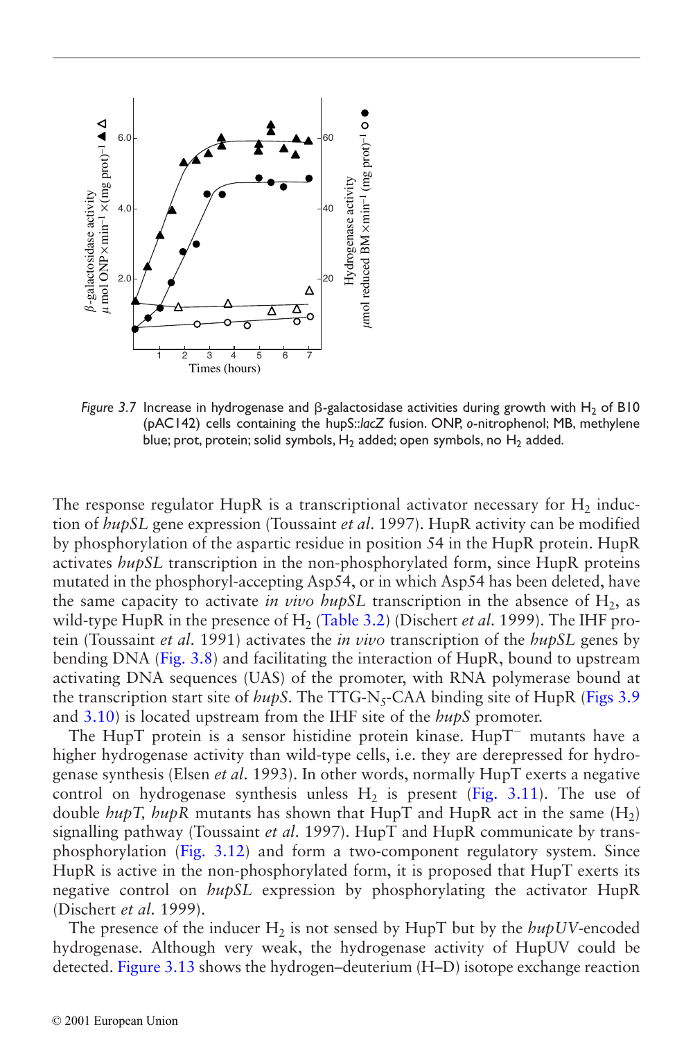β-galactosidase activity
μ mol ONP × min⁻¹ × (mg prot)⁻¹ ▲ △

6.0
4.0
2.0

1 2 3 4 5 6 7
Times (hours)

Hydrogenase activity
μmol reduced BM × min⁻¹ (mg prot)⁻¹ ○ ●

60
40
20

*Figure 3.7* Increase in hydrogenase and β-galactosidase activities during growth with $H_2$ of B10 (pAC142) cells containing the hupS::*lacZ* fusion. ONP, *o*-nitrophenol; MB, methylene blue; prot, protein; solid symbols, $H_2$ added; open symbols, no $H_2$ added.

The response regulator HupR is a transcriptional activator necessary for $H_2$ induction of *hupSL* gene expression (Toussaint *et al.* 1997). HupR activity can be modified by phosphorylation of the aspartic residue in position 54 in the HupR protein. HupR activates *hupSL* transcription in the non-phosphorylated form, since HupR proteins mutated in the phosphoryl-accepting Asp54, or in which Asp54 has been deleted, have the same capacity to activate *in vivo hupSL* transcription in the absence of $H_2$, as wild-type HupR in the presence of $H_2$ (Table 3.2) (Dischert *et al.* 1999). The IHF protein (Toussaint *et al.* 1991) activates the *in vivo* transcription of the *hupSL* genes by bending DNA (Fig. 3.8) and facilitating the interaction of HupR, bound to upstream activating DNA sequences (UAS) of the promoter, with RNA polymerase bound at the transcription start site of *hupS*. The TTG-$N_5$-CAA binding site of HupR (Figs 3.9 and 3.10) is located upstream from the IHF site of the *hupS* promoter.

The HupT protein is a sensor histidine protein kinase. $HupT^-$ mutants have a higher hydrogenase activity than wild-type cells, i.e. they are derepressed for hydrogenase synthesis (Elsen *et al.* 1993). In other words, normally HupT exerts a negative control on hydrogenase synthesis unless $H_2$ is present (Fig. 3.11). The use of double *hupT, hupR* mutants has shown that HupT and HupR act in the same ($H_2$) signalling pathway (Toussaint *et al.* 1997). HupT and HupR communicate by transphosphorylation (Fig. 3.12) and form a two-component regulatory system. Since HupR is active in the non-phosphorylated form, it is proposed that HupT exerts its negative control on *hupSL* expression by phosphorylating the activator HupR (Dischert *et al.* 1999).

The presence of the inducer $H_2$ is not sensed by HupT but by the *hupUV*-encoded hydrogenase. Although very weak, the hydrogenase activity of HupUV could be detected. Figure 3.13 shows the hydrogen–deuterium (H–D) isotope exchange reaction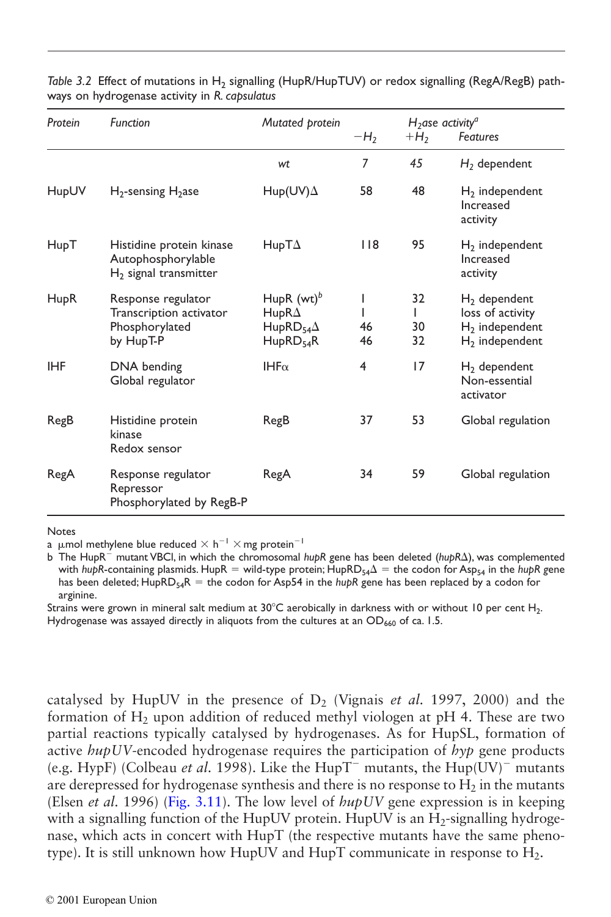*Table 3.2* Effect of mutations in $H_2$ signalling (HupR/HupTUV) or redox signalling (RegA/RegB) pathways on hydrogenase activity in *R. capsulatus*

| *Protein* | *Function* | *Mutated protein* | *$H_2$ase activity*[a] | | |
|---|---|---|---|---|---|
| | | | *$-H_2$* | *$+H_2$* | *Features* |
| | | *wt* | *7* | *45* | *$H_2$ dependent* |
| HupUV | $H_2$-sensing $H_2$ase | Hup(UV)Δ | 58 | 48 | $H_2$ independent<br>Increased activity |
| HupT | Histidine protein kinase<br>Autophosphorylable<br>$H_2$ signal transmitter | HupTΔ | 118 | 95 | $H_2$ independent<br>Increased activity |
| HupR | Response regulator<br>Transcription activator<br>Phosphorylated<br>by HupT-P | HupR (wt)[b]<br>HupRΔ<br>$HupRD_{54}Δ$<br>$HupRD_{54}R$ | 1<br>1<br>46<br>46 | 32<br>1<br>30<br>32 | $H_2$ dependent<br>loss of activity<br>$H_2$ independent<br>$H_2$ independent |
| IHF | DNA bending<br>Global regulator | IHFα | 4 | 17 | $H_2$ dependent<br>Non-essential activator |
| RegB | Histidine protein kinase<br>Redox sensor | RegB | 37 | 53 | Global regulation |
| RegA | Response regulator<br>Repressor<br>Phosphorylated by RegB-P | RegA | 34 | 59 | Global regulation |

Notes

a μmol methylene blue reduced × $h^{-1}$ × mg $protein^{-1}$

b The $HupR^-$ mutant VBCl, in which the chromosomal *hupR* gene has been deleted (*hupR*Δ), was complemented with *hupR*-containing plasmids. HupR = wild-type protein; $HupRD_{54}Δ$ = the codon for $Asp_{54}$ in the *hupR* gene has been deleted; $HupRD_{54}R$ = the codon for Asp54 in the *hupR* gene has been replaced by a codon for arginine.

Strains were grown in mineral salt medium at 30°C aerobically in darkness with or without 10 per cent $H_2$. Hydrogenase was assayed directly in aliquots from the cultures at an $OD_{660}$ of ca. 1.5.

catalysed by HupUV in the presence of $D_2$ (Vignais *et al.* 1997, 2000) and the formation of $H_2$ upon addition of reduced methyl viologen at pH 4. These are two partial reactions typically catalysed by hydrogenases. As for HupSL, formation of active *hupUV*-encoded hydrogenase requires the participation of *hyp* gene products (e.g. HypF) (Colbeau *et al.* 1998). Like the $HupT^-$ mutants, the $Hup(UV)^-$ mutants are derepressed for hydrogenase synthesis and there is no response to $H_2$ in the mutants (Elsen *et al.* 1996) (Fig. 3.11). The low level of *hupUV* gene expression is in keeping with a signalling function of the HupUV protein. HupUV is an $H_2$-signalling hydrogenase, which acts in concert with HupT (the respective mutants have the same phenotype). It is still unknown how HupUV and HupT communicate in response to $H_2$.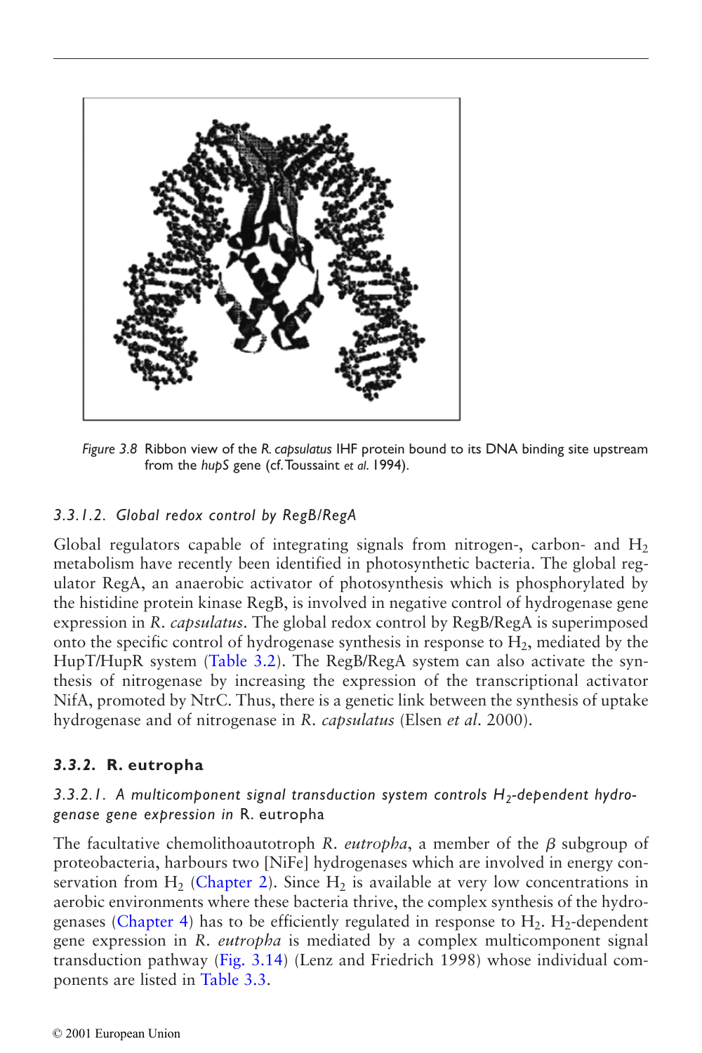*Figure 3.8* Ribbon view of the *R. capsulatus* IHF protein bound to its DNA binding site upstream from the *hupS* gene (cf. Toussaint *et al.* 1994).

*3.3.1.2. Global redox control by RegB/RegA*

Global regulators capable of integrating signals from nitrogen-, carbon- and $H_2$ metabolism have recently been identified in photosynthetic bacteria. The global regulator RegA, an anaerobic activator of photosynthesis which is phosphorylated by the histidine protein kinase RegB, is involved in negative control of hydrogenase gene expression in *R. capsulatus*. The global redox control by RegB/RegA is superimposed onto the specific control of hydrogenase synthesis in response to $H_2$, mediated by the HupT/HupR system (Table 3.2). The RegB/RegA system can also activate the synthesis of nitrogenase by increasing the expression of the transcriptional activator NifA, promoted by NtrC. Thus, there is a genetic link between the synthesis of uptake hydrogenase and of nitrogenase in *R. capsulatus* (Elsen *et al.* 2000).

### **3.3.2. R. eutropha**

*3.3.2.1. A multicomponent signal transduction system controls $H_2$-dependent hydrogenase gene expression in* R. eutropha

The facultative chemolithoautotroph *R. eutropha*, a member of the $\beta$ subgroup of proteobacteria, harbours two [NiFe] hydrogenases which are involved in energy conservation from $H_2$ (Chapter 2). Since $H_2$ is available at very low concentrations in aerobic environments where these bacteria thrive, the complex synthesis of the hydrogenases (Chapter 4) has to be efficiently regulated in response to $H_2$. $H_2$-dependent gene expression in *R. eutropha* is mediated by a complex multicomponent signal transduction pathway (Fig. 3.14) (Lenz and Friedrich 1998) whose individual components are listed in Table 3.3.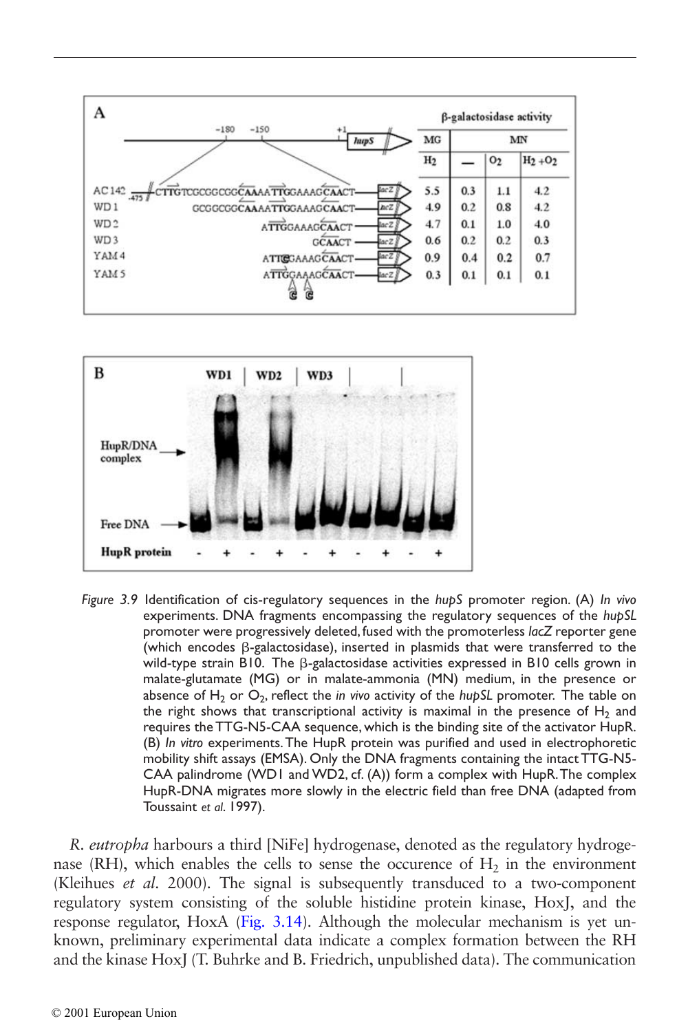A

−180 −150 +1 *hupS*

| | Sequence | β-galactosidase activity MG | MN | | |
|---|---|---|---|---|---|
| | | $H_2$ | — | $O_2$ | $H_2+O_2$ |
| AC142 | -475 CTTGTCGCGGCGGCAAAATTGGAAAGCAACT–*lacZ* | 5.5 | 0.3 | 1.1 | 4.2 |
| WD1 | GCGGCGGCAAAATTGGAAAGCAACT–*lacZ* | 4.9 | 0.2 | 0.8 | 4.2 |
| WD2 | ATTGGAAAGCAACT–*lacZ* | 4.7 | 0.1 | 1.0 | 4.0 |
| WD3 | GCAACT–*lacZ* | 0.6 | 0.2 | 0.2 | 0.3 |
| YAM4 | ATTCGAAAGCAACT–*lacZ* | 0.9 | 0.4 | 0.2 | 0.7 |
| YAM5 | ATTGGAAAGCAACT–*lacZ* (G, G) | 0.3 | 0.1 | 0.1 | 0.1 |

B

WD1 | WD2 | WD3 | |

HupR/DNA complex

Free DNA

HupR protein - + - + - + - + - +

*Figure 3.9* Identification of cis-regulatory sequences in the *hupS* promoter region. (A) *In vivo* experiments. DNA fragments encompassing the regulatory sequences of the *hupSL* promoter were progressively deleted, fused with the promoterless *lacZ* reporter gene (which encodes β-galactosidase), inserted in plasmids that were transferred to the wild-type strain B10. The β-galactosidase activities expressed in B10 cells grown in malate-glutamate (MG) or in malate-ammonia (MN) medium, in the presence or absence of $H_2$ or $O_2$, reflect the *in vivo* activity of the *hupSL* promoter. The table on the right shows that transcriptional activity is maximal in the presence of $H_2$ and requires the TTG-N5-CAA sequence, which is the binding site of the activator HupR. (B) *In vitro* experiments. The HupR protein was purified and used in electrophoretic mobility shift assays (EMSA). Only the DNA fragments containing the intact TTG-N5-CAA palindrome (WD1 and WD2, cf. (A)) form a complex with HupR. The complex HupR-DNA migrates more slowly in the electric field than free DNA (adapted from Toussaint *et al.* 1997).

*R. eutropha* harbours a third [NiFe] hydrogenase, denoted as the regulatory hydrogenase (RH), which enables the cells to sense the occurence of $H_2$ in the environment (Kleihues *et al.* 2000). The signal is subsequently transduced to a two-component regulatory system consisting of the soluble histidine protein kinase, HoxJ, and the response regulator, HoxA (Fig. 3.14). Although the molecular mechanism is yet unknown, preliminary experimental data indicate a complex formation between the RH and the kinase HoxJ (T. Buhrke and B. Friedrich, unpublished data). The communication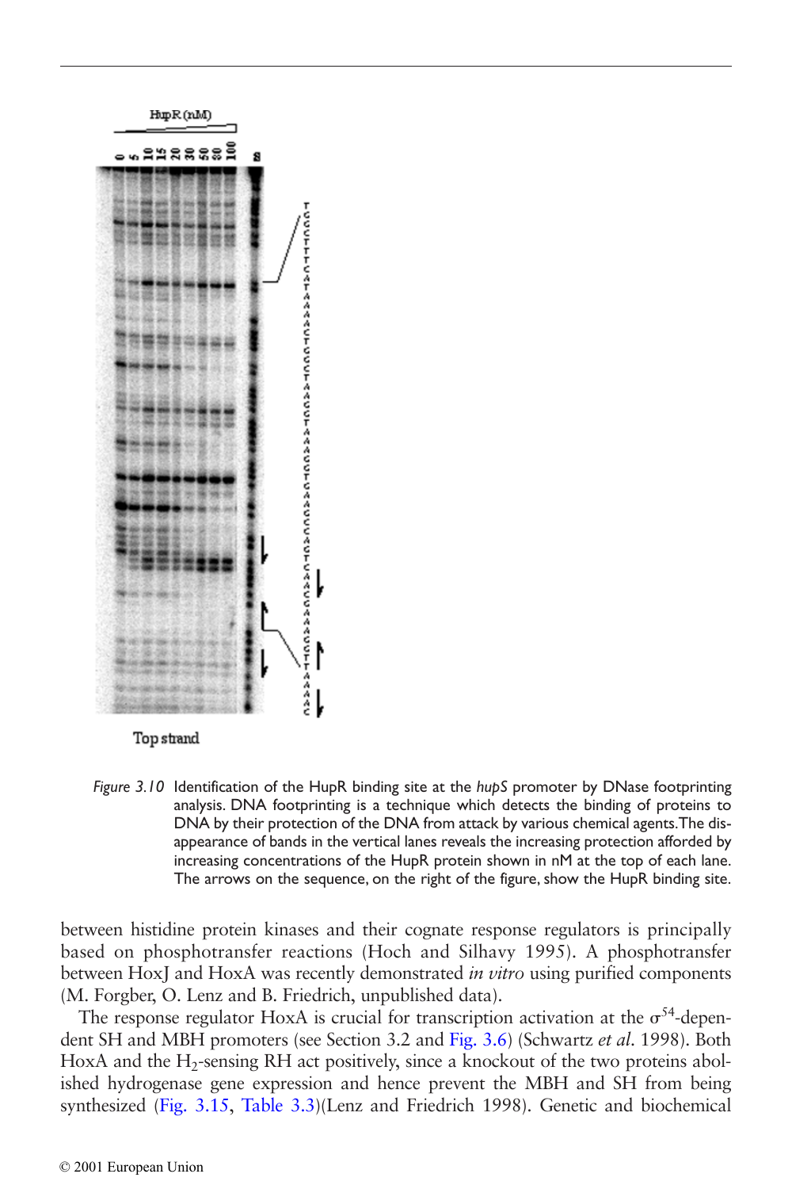HupR (nM)

0 5 10 15 20 30 50 80 100 ss

TCCCTTTTCATAAAACTCCCTAACGTAAACCTGAAACCCACTCAAACCAAAACGTAAAAC

Top strand

*Figure 3.10* Identification of the HupR binding site at the *hupS* promoter by DNase footprinting analysis. DNA footprinting is a technique which detects the binding of proteins to DNA by their protection of the DNA from attack by various chemical agents. The disappearance of bands in the vertical lanes reveals the increasing protection afforded by increasing concentrations of the HupR protein shown in nM at the top of each lane. The arrows on the sequence, on the right of the figure, show the HupR binding site.

between histidine protein kinases and their cognate response regulators is principally based on phosphotransfer reactions (Hoch and Silhavy 1995). A phosphotransfer between HoxJ and HoxA was recently demonstrated *in vitro* using purified components (M. Forgber, O. Lenz and B. Friedrich, unpublished data).

The response regulator HoxA is crucial for transcription activation at the $\sigma^{54}$-dependent SH and MBH promoters (see Section 3.2 and Fig. 3.6) (Schwartz *et al*. 1998). Both HoxA and the $H_2$-sensing RH act positively, since a knockout of the two proteins abolished hydrogenase gene expression and hence prevent the MBH and SH from being synthesized (Fig. 3.15, Table 3.3)(Lenz and Friedrich 1998). Genetic and biochemical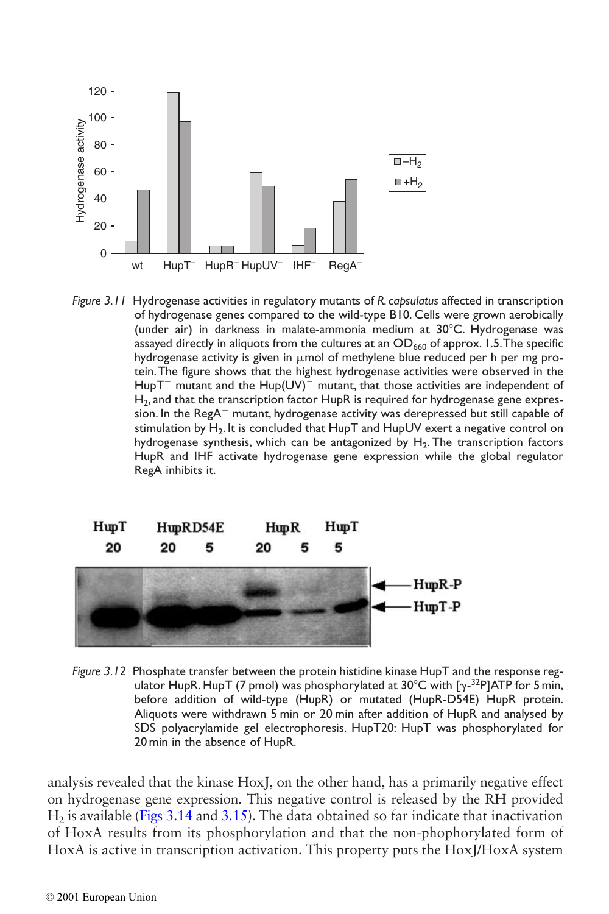Hydrogenase activity

120
100
80
60
40
20
0

wt HupT$^-$ HupR$^-$ HupUV$^-$ IHF$^-$ RegA$^-$

−$H_2$
+$H_2$

*Figure 3.11* Hydrogenase activities in regulatory mutants of *R. capsulatus* affected in transcription of hydrogenase genes compared to the wild-type B10. Cells were grown aerobically (under air) in darkness in malate-ammonia medium at 30°C. Hydrogenase was assayed directly in aliquots from the cultures at an $OD_{660}$ of approx. 1.5. The specific hydrogenase activity is given in μmol of methylene blue reduced per h per mg protein. The figure shows that the highest hydrogenase activities were observed in the HupT$^-$ mutant and the Hup(UV)$^-$ mutant, that those activities are independent of $H_2$, and that the transcription factor HupR is required for hydrogenase gene expression. In the RegA$^-$ mutant, hydrogenase activity was derepressed but still capable of stimulation by $H_2$. It is concluded that HupT and HupUV exert a negative control on hydrogenase synthesis, which can be antagonized by $H_2$. The transcription factors HupR and IHF activate hydrogenase gene expression while the global regulator RegA inhibits it.

HupT HupRD54E HupR HupT
20 20 5 20 5 5

HupR-P
HupT-P

*Figure 3.12* Phosphate transfer between the protein histidine kinase HupT and the response regulator HupR. HupT (7 pmol) was phosphorylated at 30°C with [γ-$^{32}$P]ATP for 5 min, before addition of wild-type (HupR) or mutated (HupR-D54E) HupR protein. Aliquots were withdrawn 5 min or 20 min after addition of HupR and analysed by SDS polyacrylamide gel electrophoresis. HupT20: HupT was phosphorylated for 20 min in the absence of HupR.

analysis revealed that the kinase HoxJ, on the other hand, has a primarily negative effect on hydrogenase gene expression. This negative control is released by the RH provided $H_2$ is available (Figs 3.14 and 3.15). The data obtained so far indicate that inactivation of HoxA results from its phosphorylation and that the non-phophorylated form of HoxA is active in transcription activation. This property puts the HoxJ/HoxA system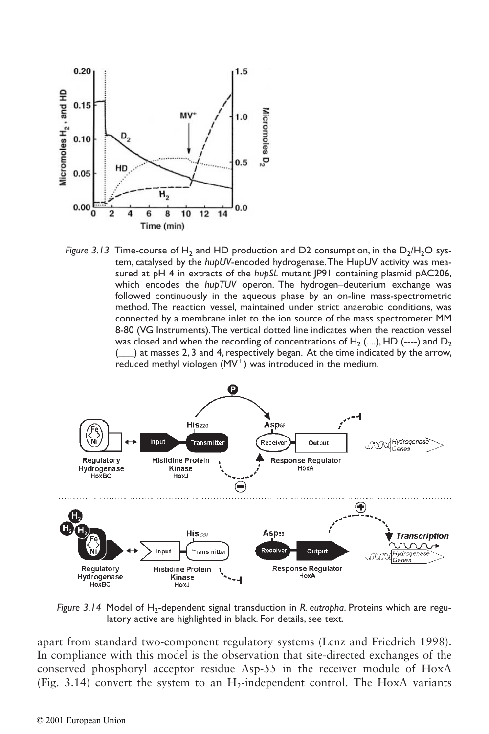0.20
0.15
0.10
0.05
0.00
Micromoles $H_2$, and HD
0 2 4 6 8 10 12 14
Time (min)
1.5
1.0
0.5
0.0
Micromoles $D_2$
$MV^+$
$D_2$
HD
$H_2$

*Figure 3.13* Time-course of $H_2$ and HD production and D2 consumption, in the $D_2/H_2O$ system, catalysed by the *hupUV*-encoded hydrogenase. The HupUV activity was measured at pH 4 in extracts of the *hupSL* mutant JP91 containing plasmid pAC206, which encodes the *hupTUV* operon. The hydrogen–deuterium exchange was followed continuously in the aqueous phase by an on-line mass-spectrometric method. The reaction vessel, maintained under strict anaerobic conditions, was connected by a membrane inlet to the ion source of the mass spectrometer MM 8-80 (VG Instruments). The vertical dotted line indicates when the reaction vessel was closed and when the recording of concentrations of $H_2$ (....), HD (----) and $D_2$ (___) at masses 2, 3 and 4, respectively began. At the time indicated by the arrow, reduced methyl viologen ($MV^+$) was introduced in the medium.

P
Fe
Ni
Input
Transmitter
His220
Asp55
Receiver
Output
Hydrogenase Genes
Regulatory Hydrogenase HoxBC
Histidine Protein Kinase HoxJ
Response Regulator HoxA

$H_2$
$H_2$
$H_2$
Fe
Ni
Input
Transmitter
His220
Asp55
Receiver
Output
Transcription
Hydrogenase Genes
Regulatory Hydrogenase HoxBC
Histidine Protein Kinase HoxJ
Response Regulator HoxA

*Figure 3.14* Model of $H_2$-dependent signal transduction in *R. eutropha*. Proteins which are regulatory active are highlighted in black. For details, see text.

apart from standard two-component regulatory systems (Lenz and Friedrich 1998). In compliance with this model is the observation that site-directed exchanges of the conserved phosphoryl acceptor residue Asp-55 in the receiver module of HoxA (Fig. 3.14) convert the system to an $H_2$-independent control. The HoxA variants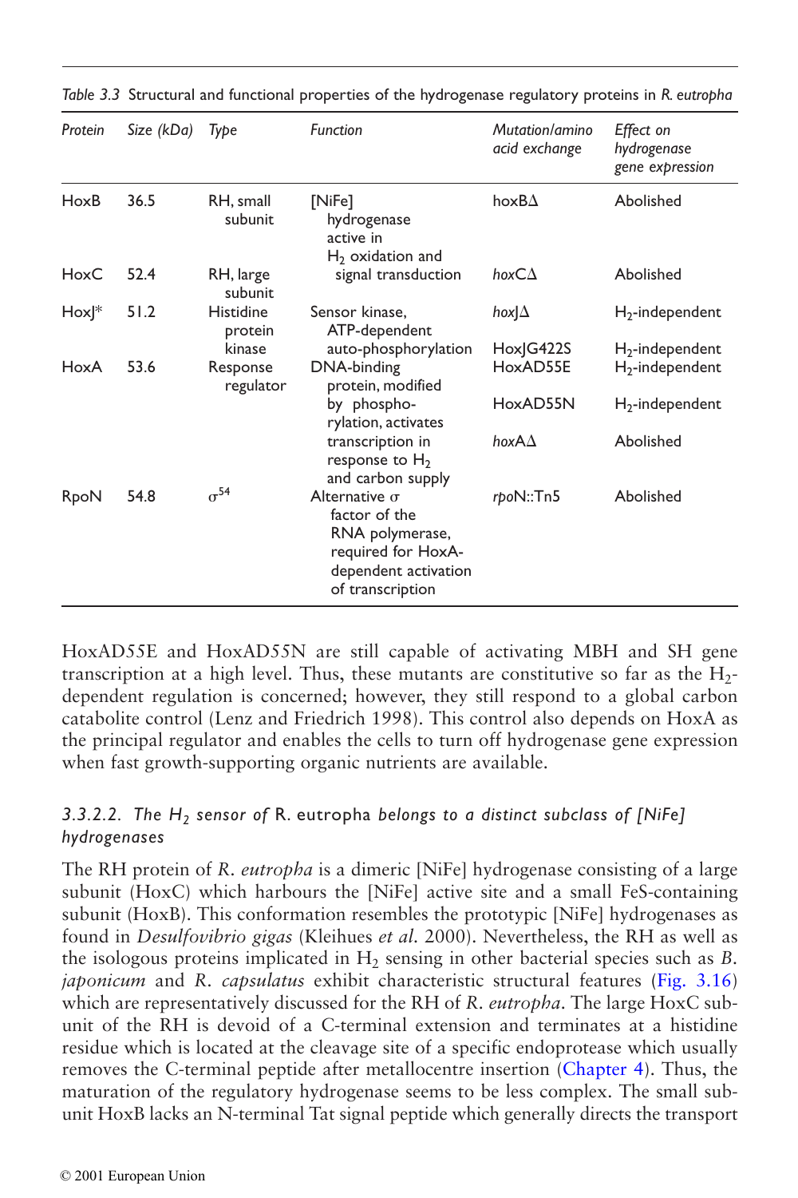*Table 3.3* Structural and functional properties of the hydrogenase regulatory proteins in *R. eutropha*

| *Protein* | *Size (kDa)* | *Type* | *Function* | *Mutation/amino acid exchange* | *Effect on hydrogenase gene expression* |
|---|---|---|---|---|---|
| HoxB | 36.5 | RH, small subunit | [NiFe] hydrogenase active in $H_2$ oxidation and signal transduction | hoxBΔ | Abolished |
| HoxC | 52.4 | RH, large subunit | | *hox*CΔ | Abolished |
| HoxJ* | 51.2 | Histidine protein kinase | Sensor kinase, ATP-dependent auto-phosphorylation | *hox*JΔ | $H_2$-independent |
| | | | | HoxJG422S | $H_2$-independent |
| HoxA | 53.6 | Response regulator | DNA-binding protein, modified by phospho-rylation, activates transcription in response to $H_2$ and carbon supply | HoxAD55E | $H_2$-independent |
| | | | | HoxAD55N | $H_2$-independent |
| | | | | *hox*AΔ | Abolished |
| RpoN | 54.8 | $\sigma^{54}$ | Alternative σ factor of the RNA polymerase, required for HoxA-dependent activation of transcription | *rpo*N::Tn5 | Abolished |

HoxAD55E and HoxAD55N are still capable of activating MBH and SH gene transcription at a high level. Thus, these mutants are constitutive so far as the $H_2$-dependent regulation is concerned; however, they still respond to a global carbon catabolite control (Lenz and Friedrich 1998). This control also depends on HoxA as the principal regulator and enables the cells to turn off hydrogenase gene expression when fast growth-supporting organic nutrients are available.

#### *3.3.2.2. The $H_2$ sensor of* R. eutropha *belongs to a distinct subclass of [NiFe] hydrogenases*

The RH protein of *R. eutropha* is a dimeric [NiFe] hydrogenase consisting of a large subunit (HoxC) which harbours the [NiFe] active site and a small FeS-containing subunit (HoxB). This conformation resembles the prototypic [NiFe] hydrogenases as found in *Desulfovibrio gigas* (Kleihues *et al.* 2000). Nevertheless, the RH as well as the isologous proteins implicated in $H_2$ sensing in other bacterial species such as *B. japonicum* and *R. capsulatus* exhibit characteristic structural features (Fig. 3.16) which are representatively discussed for the RH of *R. eutropha*. The large HoxC subunit of the RH is devoid of a C-terminal extension and terminates at a histidine residue which is located at the cleavage site of a specific endoprotease which usually removes the C-terminal peptide after metallocentre insertion (Chapter 4). Thus, the maturation of the regulatory hydrogenase seems to be less complex. The small subunit HoxB lacks an N-terminal Tat signal peptide which generally directs the transport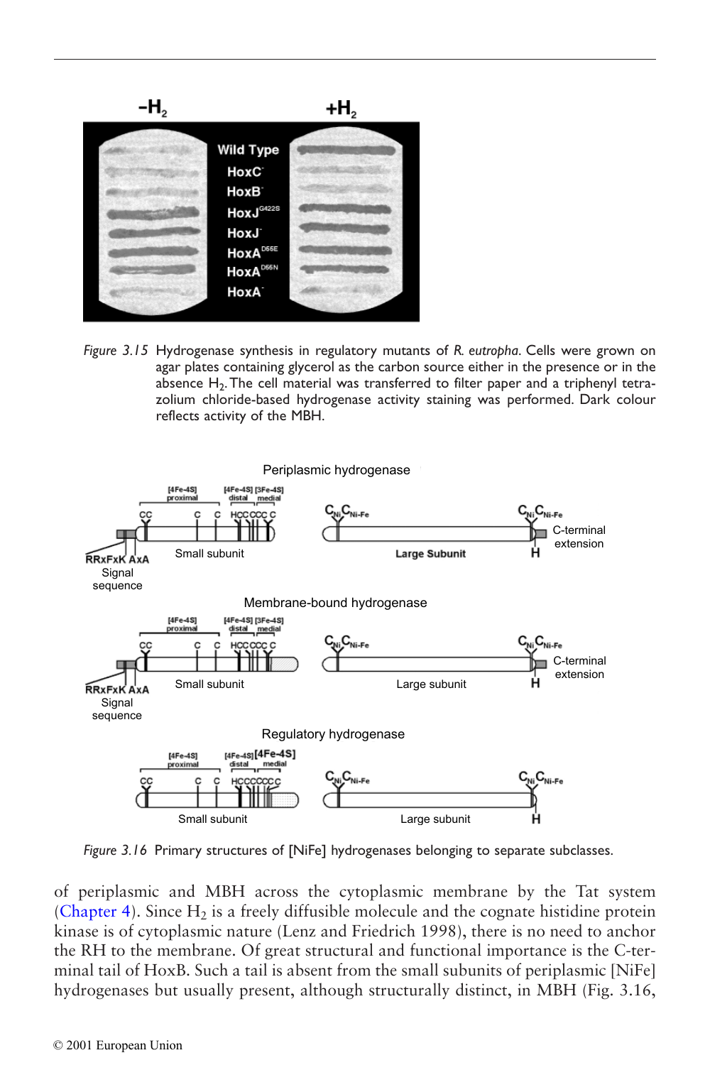-H$_2$

+H$_2$

Wild Type

HoxC$^-$

HoxB$^-$

HoxJ$^{G422S}$

HoxJ$^-$

HoxA$^{D55E}$

HoxA$^{D55N}$

HoxA$^-$

*Figure 3.15* Hydrogenase synthesis in regulatory mutants of *R. eutropha*. Cells were grown on agar plates containing glycerol as the carbon source either in the presence or in the absence $H_2$. The cell material was transferred to filter paper and a triphenyl tetrazolium chloride-based hydrogenase activity staining was performed. Dark colour reflects activity of the MBH.

Periplasmic hydrogenase

[4Fe-4S] proximal

[4Fe-4S] distal

[3Fe-4S] medial

CC C C HCCCCC C

RRxFxK AxA

Signal sequence

Small subunit

$C_{Ni}C_{Ni\text{-}Fe}$

Large Subunit

$C_{Ni}C_{Ni\text{-}Fe}$

H

C-terminal extension

Membrane-bound hydrogenase

[4Fe-4S] proximal

[4Fe-4S] distal

[3Fe-4S] medial

CC C C HCCCCC C

RRxFxK AxA

Signal sequence

Small subunit

$C_{Ni}C_{Ni\text{-}Fe}$

Large subunit

$C_{Ni}C_{Ni\text{-}Fe}$

H

C-terminal extension

Regulatory hydrogenase

[4Fe-4S] proximal

[4Fe-4S] distal

[4Fe-4S] medial

CC C C HCCCCCC

Small subunit

$C_{Ni}C_{Ni\text{-}Fe}$

Large subunit

$C_{Ni}C_{Ni\text{-}Fe}$

H

*Figure 3.16* Primary structures of [NiFe] hydrogenases belonging to separate subclasses.

of periplasmic and MBH across the cytoplasmic membrane by the Tat system (Chapter 4). Since $H_2$ is a freely diffusible molecule and the cognate histidine protein kinase is of cytoplasmic nature (Lenz and Friedrich 1998), there is no need to anchor the RH to the membrane. Of great structural and functional importance is the C-terminal tail of HoxB. Such a tail is absent from the small subunits of periplasmic [NiFe] hydrogenases but usually present, although structurally distinct, in MBH (Fig. 3.16,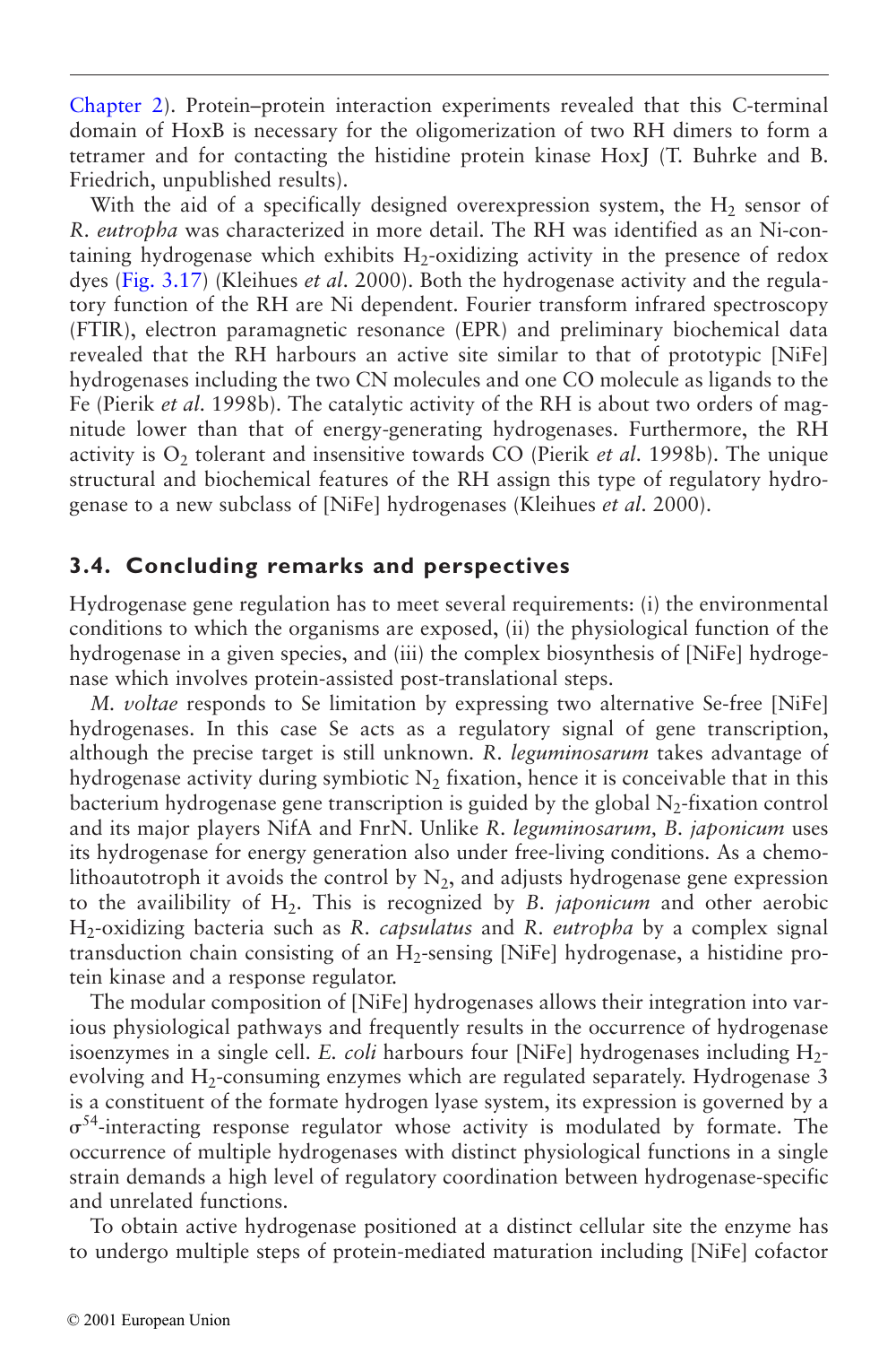Chapter 2). Protein–protein interaction experiments revealed that this C-terminal domain of HoxB is necessary for the oligomerization of two RH dimers to form a tetramer and for contacting the histidine protein kinase HoxJ (T. Buhrke and B. Friedrich, unpublished results).

With the aid of a specifically designed overexpression system, the $H_2$ sensor of *R. eutropha* was characterized in more detail. The RH was identified as an Ni-containing hydrogenase which exhibits $H_2$-oxidizing activity in the presence of redox dyes (Fig. 3.17) (Kleihues *et al.* 2000). Both the hydrogenase activity and the regulatory function of the RH are Ni dependent. Fourier transform infrared spectroscopy (FTIR), electron paramagnetic resonance (EPR) and preliminary biochemical data revealed that the RH harbours an active site similar to that of prototypic [NiFe] hydrogenases including the two CN molecules and one CO molecule as ligands to the Fe (Pierik *et al.* 1998b). The catalytic activity of the RH is about two orders of magnitude lower than that of energy-generating hydrogenases. Furthermore, the RH activity is $O_2$ tolerant and insensitive towards CO (Pierik *et al.* 1998b). The unique structural and biochemical features of the RH assign this type of regulatory hydrogenase to a new subclass of [NiFe] hydrogenases (Kleihues *et al.* 2000).

## 3.4. Concluding remarks and perspectives

Hydrogenase gene regulation has to meet several requirements: (i) the environmental conditions to which the organisms are exposed, (ii) the physiological function of the hydrogenase in a given species, and (iii) the complex biosynthesis of [NiFe] hydrogenase which involves protein-assisted post-translational steps.

*M. voltae* responds to Se limitation by expressing two alternative Se-free [NiFe] hydrogenases. In this case Se acts as a regulatory signal of gene transcription, although the precise target is still unknown. *R. leguminosarum* takes advantage of hydrogenase activity during symbiotic $N_2$ fixation, hence it is conceivable that in this bacterium hydrogenase gene transcription is guided by the global $N_2$-fixation control and its major players NifA and FnrN. Unlike *R. leguminosarum, B. japonicum* uses its hydrogenase for energy generation also under free-living conditions. As a chemolithoautotroph it avoids the control by $N_2$, and adjusts hydrogenase gene expression to the availibility of $H_2$. This is recognized by *B. japonicum* and other aerobic $H_2$-oxidizing bacteria such as *R. capsulatus* and *R. eutropha* by a complex signal transduction chain consisting of an $H_2$-sensing [NiFe] hydrogenase, a histidine protein kinase and a response regulator.

The modular composition of [NiFe] hydrogenases allows their integration into various physiological pathways and frequently results in the occurrence of hydrogenase isoenzymes in a single cell. *E. coli* harbours four [NiFe] hydrogenases including $H_2$-evolving and $H_2$-consuming enzymes which are regulated separately. Hydrogenase 3 is a constituent of the formate hydrogen lyase system, its expression is governed by a $\sigma^{54}$-interacting response regulator whose activity is modulated by formate. The occurrence of multiple hydrogenases with distinct physiological functions in a single strain demands a high level of regulatory coordination between hydrogenase-specific and unrelated functions.

To obtain active hydrogenase positioned at a distinct cellular site the enzyme has to undergo multiple steps of protein-mediated maturation including [NiFe] cofactor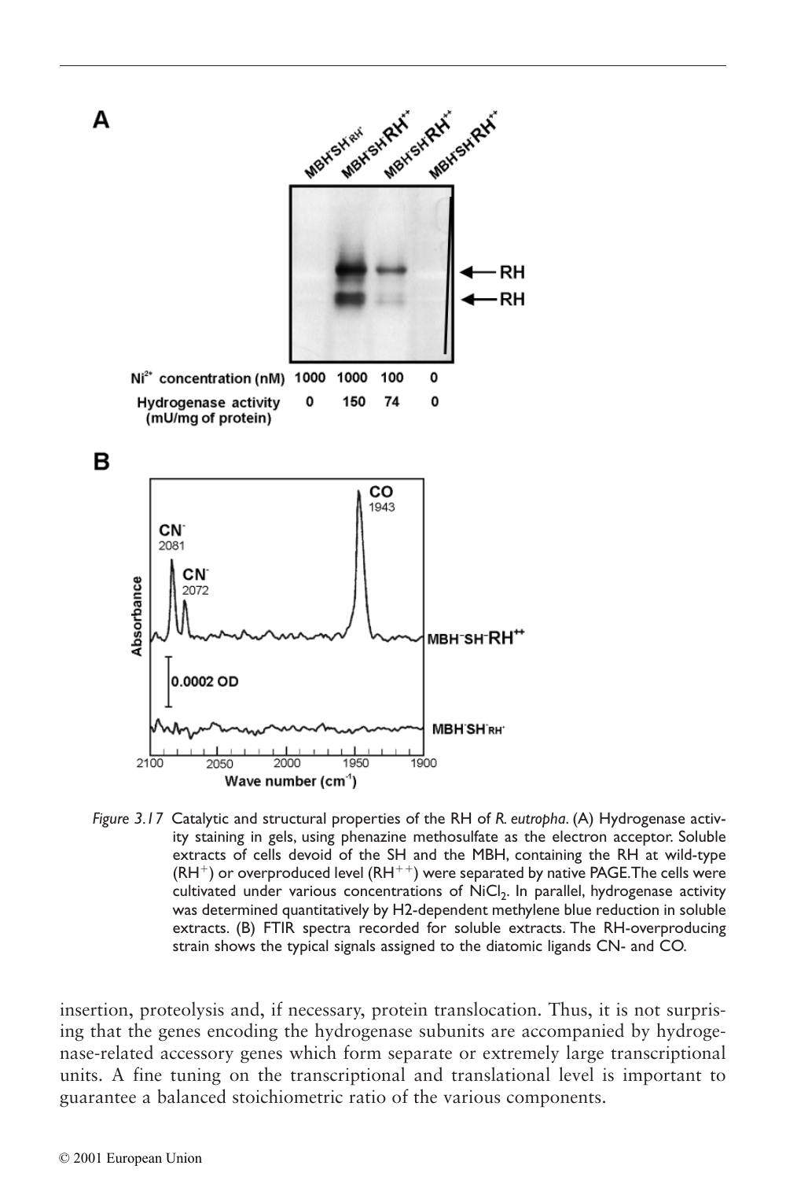A

MBH⁻SH⁻RH⁺ MBH⁻SH⁻RH⁺⁺ MBH⁻SH⁻RH⁺⁺ MBH⁻SH⁻RH⁺⁺

RH

RH

$Ni^{2+}$ concentration (nM) 1000 1000 100 0

Hydrogenase activity (mU/mg of protein) 0 150 74 0

B

CO 1943

CN⁻ 2081

CN⁻ 2072

Absorbance

0.0002 OD

MBH⁻SH⁻RH⁺⁺

MBH⁻SH⁻RH⁺

2100 2050 2000 1950 1900

Wave number ($cm^{-1}$)

*Figure 3.17* Catalytic and structural properties of the RH of *R. eutropha*. (A) Hydrogenase activity staining in gels, using phenazine methosulfate as the electron acceptor. Soluble extracts of cells devoid of the SH and the MBH, containing the RH at wild-type ($RH^{+}$) or overproduced level ($RH^{++}$) were separated by native PAGE. The cells were cultivated under various concentrations of $NiCl_2$. In parallel, hydrogenase activity was determined quantitatively by H2-dependent methylene blue reduction in soluble extracts. (B) FTIR spectra recorded for soluble extracts. The RH-overproducing strain shows the typical signals assigned to the diatomic ligands CN- and CO.

insertion, proteolysis and, if necessary, protein translocation. Thus, it is not surprising that the genes encoding the hydrogenase subunits are accompanied by hydrogenase-related accessory genes which form separate or extremely large transcriptional units. A fine tuning on the transcriptional and translational level is important to guarantee a balanced stoichiometric ratio of the various components.

© 2001 European Union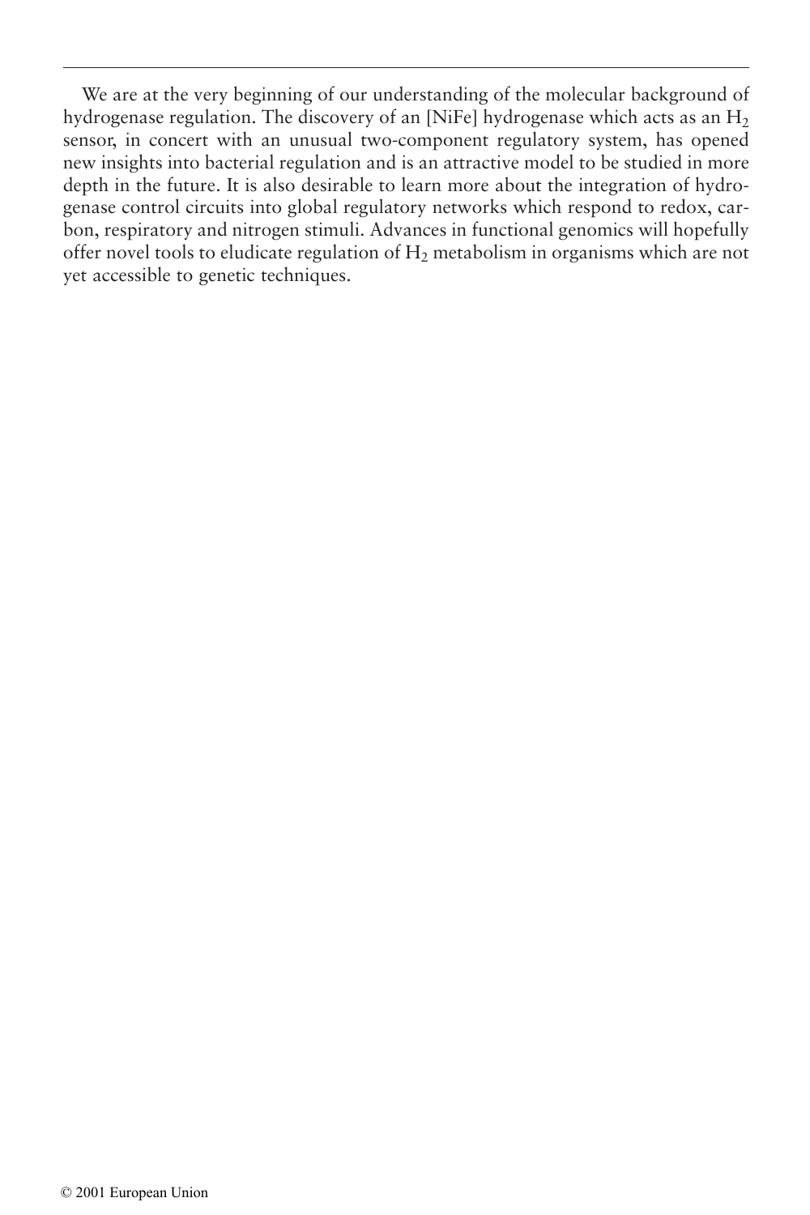We are at the very beginning of our understanding of the molecular background of hydrogenase regulation. The discovery of an [NiFe] hydrogenase which acts as an $H_2$ sensor, in concert with an unusual two-component regulatory system, has opened new insights into bacterial regulation and is an attractive model to be studied in more depth in the future. It is also desirable to learn more about the integration of hydrogenase control circuits into global regulatory networks which respond to redox, carbon, respiratory and nitrogen stimuli. Advances in functional genomics will hopefully offer novel tools to eludicate regulation of $H_2$ metabolism in organisms which are not yet accessible to genetic techniques.

© 2001 European Union